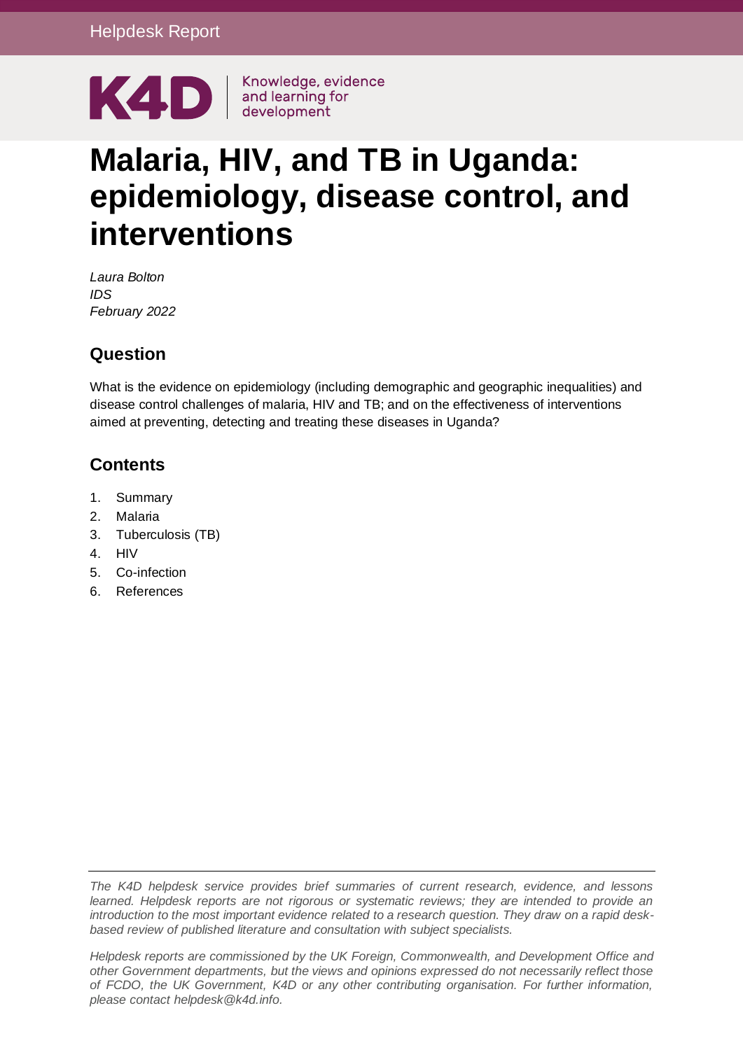Helpdesk Report

K4D | Knowledge, evidence and learning for development

# Malaria, HIV, and TB in Uganda: epidemiology, disease control, and interventions

*Laura Bolton*
*IDS*
*February 2022*

## Question

What is the evidence on epidemiology (including demographic and geographic inequalities) and disease control challenges of malaria, HIV and TB; and on the effectiveness of interventions aimed at preventing, detecting and treating these diseases in Uganda?

## Contents

1. Summary
2. Malaria
3. Tuberculosis (TB)
4. HIV
5. Co-infection
6. References

*The K4D helpdesk service provides brief summaries of current research, evidence, and lessons learned. Helpdesk reports are not rigorous or systematic reviews; they are intended to provide an introduction to the most important evidence related to a research question. They draw on a rapid desk-based review of published literature and consultation with subject specialists.*

*Helpdesk reports are commissioned by the UK Foreign, Commonwealth, and Development Office and other Government departments, but the views and opinions expressed do not necessarily reflect those of FCDO, the UK Government, K4D or any other contributing organisation. For further information, please contact helpdesk@k4d.info.*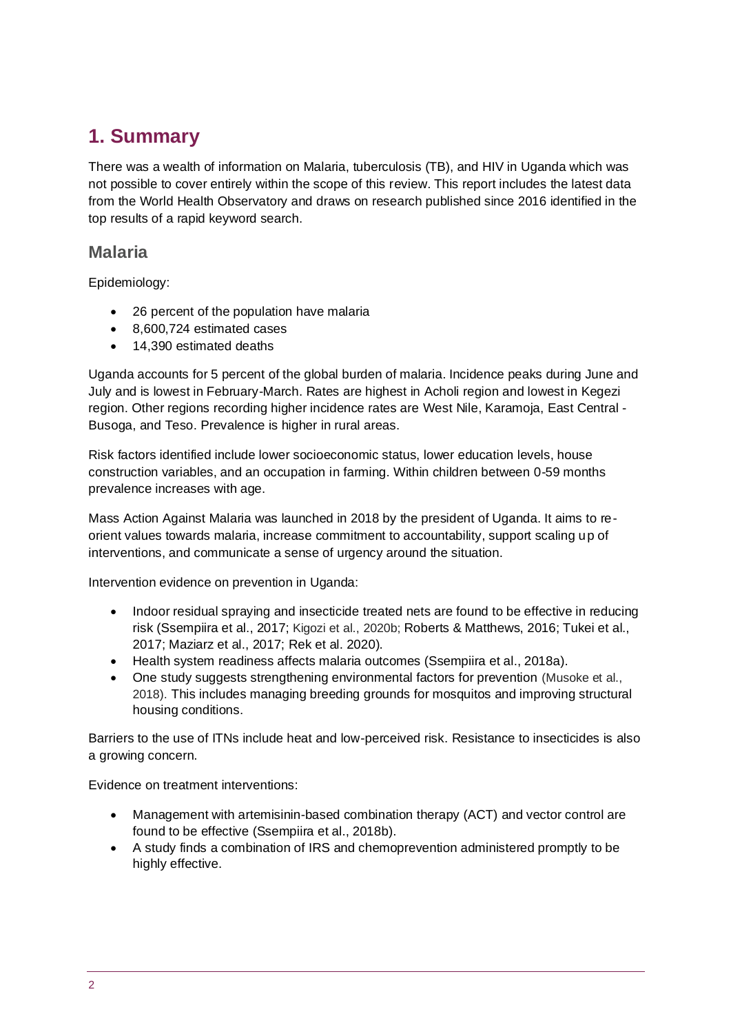# 1. Summary

There was a wealth of information on Malaria, tuberculosis (TB), and HIV in Uganda which was not possible to cover entirely within the scope of this review. This report includes the latest data from the World Health Observatory and draws on research published since 2016 identified in the top results of a rapid keyword search.

## Malaria

Epidemiology:

- 26 percent of the population have malaria
- 8,600,724 estimated cases
- 14,390 estimated deaths

Uganda accounts for 5 percent of the global burden of malaria. Incidence peaks during June and July and is lowest in February-March. Rates are highest in Acholi region and lowest in Kegezi region. Other regions recording higher incidence rates are West Nile, Karamoja, East Central - Busoga, and Teso. Prevalence is higher in rural areas.

Risk factors identified include lower socioeconomic status, lower education levels, house construction variables, and an occupation in farming. Within children between 0-59 months prevalence increases with age.

Mass Action Against Malaria was launched in 2018 by the president of Uganda. It aims to re-orient values towards malaria, increase commitment to accountability, support scaling up of interventions, and communicate a sense of urgency around the situation.

Intervention evidence on prevention in Uganda:

- Indoor residual spraying and insecticide treated nets are found to be effective in reducing risk (Ssempiira et al., 2017; Kigozi et al., 2020b; Roberts & Matthews, 2016; Tukei et al., 2017; Maziarz et al., 2017; Rek et al. 2020).
- Health system readiness affects malaria outcomes (Ssempiira et al., 2018a).
- One study suggests strengthening environmental factors for prevention (Musoke et al., 2018). This includes managing breeding grounds for mosquitos and improving structural housing conditions.

Barriers to the use of ITNs include heat and low-perceived risk. Resistance to insecticides is also a growing concern.

Evidence on treatment interventions:

- Management with artemisinin-based combination therapy (ACT) and vector control are found to be effective (Ssempiira et al., 2018b).
- A study finds a combination of IRS and chemoprevention administered promptly to be highly effective.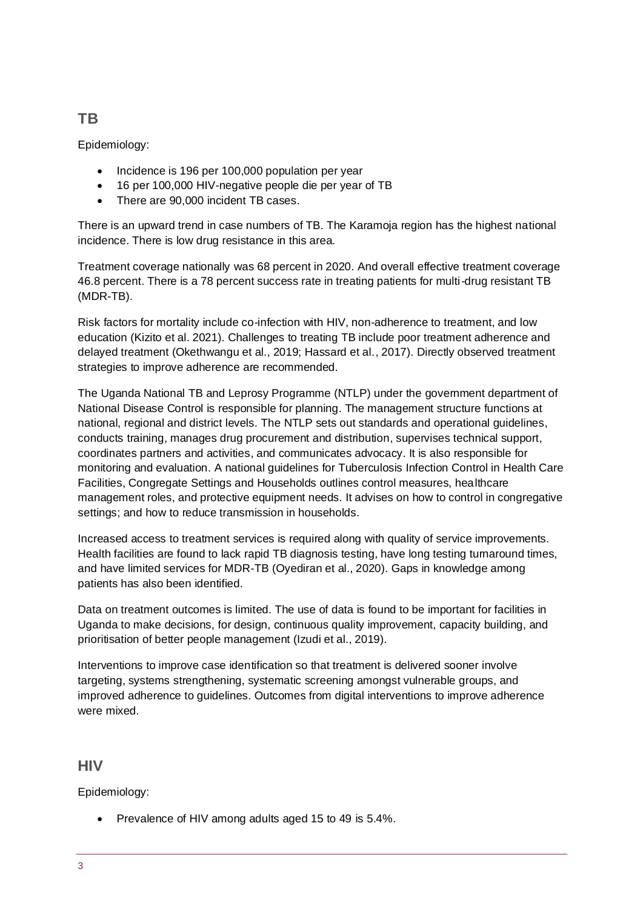## TB

Epidemiology:

- Incidence is 196 per 100,000 population per year
- 16 per 100,000 HIV-negative people die per year of TB
- There are 90,000 incident TB cases.

There is an upward trend in case numbers of TB. The Karamoja region has the highest national incidence. There is low drug resistance in this area.

Treatment coverage nationally was 68 percent in 2020. And overall effective treatment coverage 46.8 percent. There is a 78 percent success rate in treating patients for multi-drug resistant TB (MDR-TB).

Risk factors for mortality include co-infection with HIV, non-adherence to treatment, and low education (Kizito et al. 2021). Challenges to treating TB include poor treatment adherence and delayed treatment (Okethwangu et al., 2019; Hassard et al., 2017). Directly observed treatment strategies to improve adherence are recommended.

The Uganda National TB and Leprosy Programme (NTLP) under the government department of National Disease Control is responsible for planning. The management structure functions at national, regional and district levels. The NTLP sets out standards and operational guidelines, conducts training, manages drug procurement and distribution, supervises technical support, coordinates partners and activities, and communicates advocacy. It is also responsible for monitoring and evaluation. A national guidelines for Tuberculosis Infection Control in Health Care Facilities, Congregate Settings and Households outlines control measures, healthcare management roles, and protective equipment needs. It advises on how to control in congregative settings; and how to reduce transmission in households.

Increased access to treatment services is required along with quality of service improvements. Health facilities are found to lack rapid TB diagnosis testing, have long testing turnaround times, and have limited services for MDR-TB (Oyediran et al., 2020). Gaps in knowledge among patients has also been identified.

Data on treatment outcomes is limited. The use of data is found to be important for facilities in Uganda to make decisions, for design, continuous quality improvement, capacity building, and prioritisation of better people management (Izudi et al., 2019).

Interventions to improve case identification so that treatment is delivered sooner involve targeting, systems strengthening, systematic screening amongst vulnerable groups, and improved adherence to guidelines. Outcomes from digital interventions to improve adherence were mixed.

## HIV

Epidemiology:

- Prevalence of HIV among adults aged 15 to 49 is 5.4%.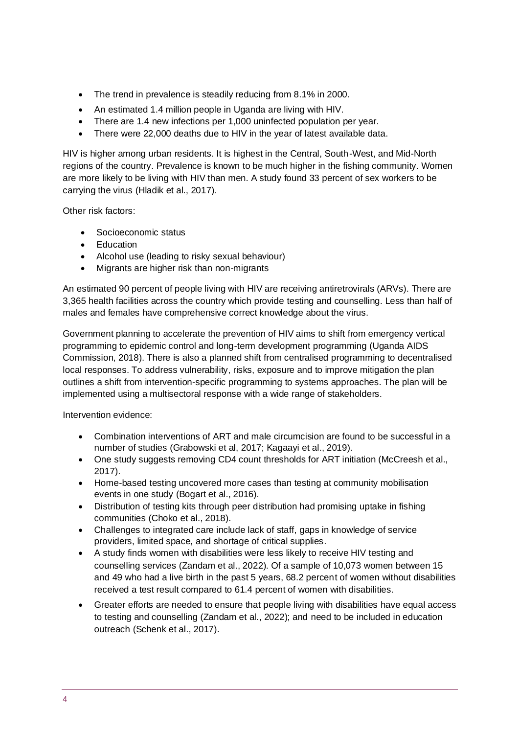- The trend in prevalence is steadily reducing from 8.1% in 2000.
- An estimated 1.4 million people in Uganda are living with HIV.
- There are 1.4 new infections per 1,000 uninfected population per year.
- There were 22,000 deaths due to HIV in the year of latest available data.

HIV is higher among urban residents. It is highest in the Central, South-West, and Mid-North regions of the country. Prevalence is known to be much higher in the fishing community. Women are more likely to be living with HIV than men. A study found 33 percent of sex workers to be carrying the virus (Hladik et al., 2017).

Other risk factors:

- Socioeconomic status
- Education
- Alcohol use (leading to risky sexual behaviour)
- Migrants are higher risk than non-migrants

An estimated 90 percent of people living with HIV are receiving antiretrovirals (ARVs). There are 3,365 health facilities across the country which provide testing and counselling. Less than half of males and females have comprehensive correct knowledge about the virus.

Government planning to accelerate the prevention of HIV aims to shift from emergency vertical programming to epidemic control and long-term development programming (Uganda AIDS Commission, 2018). There is also a planned shift from centralised programming to decentralised local responses. To address vulnerability, risks, exposure and to improve mitigation the plan outlines a shift from intervention-specific programming to systems approaches. The plan will be implemented using a multisectoral response with a wide range of stakeholders.

Intervention evidence:

- Combination interventions of ART and male circumcision are found to be successful in a number of studies (Grabowski et al, 2017; Kagaayi et al., 2019).
- One study suggests removing CD4 count thresholds for ART initiation (McCreesh et al., 2017).
- Home-based testing uncovered more cases than testing at community mobilisation events in one study (Bogart et al., 2016).
- Distribution of testing kits through peer distribution had promising uptake in fishing communities (Choko et al., 2018).
- Challenges to integrated care include lack of staff, gaps in knowledge of service providers, limited space, and shortage of critical supplies.
- A study finds women with disabilities were less likely to receive HIV testing and counselling services (Zandam et al., 2022). Of a sample of 10,073 women between 15 and 49 who had a live birth in the past 5 years, 68.2 percent of women without disabilities received a test result compared to 61.4 percent of women with disabilities.
- Greater efforts are needed to ensure that people living with disabilities have equal access to testing and counselling (Zandam et al., 2022); and need to be included in education outreach (Schenk et al., 2017).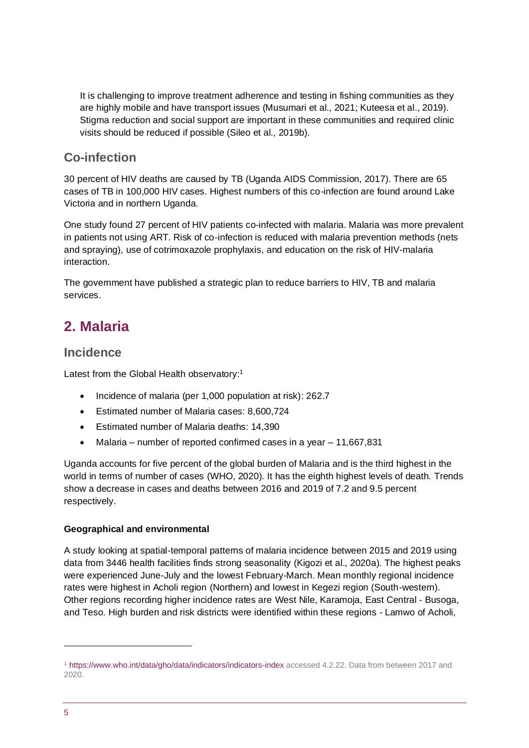It is challenging to improve treatment adherence and testing in fishing communities as they are highly mobile and have transport issues (Musumari et al., 2021; Kuteesa et al., 2019). Stigma reduction and social support are important in these communities and required clinic visits should be reduced if possible (Sileo et al., 2019b).

### Co-infection

30 percent of HIV deaths are caused by TB (Uganda AIDS Commission, 2017). There are 65 cases of TB in 100,000 HIV cases. Highest numbers of this co-infection are found around Lake Victoria and in northern Uganda.

One study found 27 percent of HIV patients co-infected with malaria. Malaria was more prevalent in patients not using ART. Risk of co-infection is reduced with malaria prevention methods (nets and spraying), use of cotrimoxazole prophylaxis, and education on the risk of HIV-malaria interaction.

The government have published a strategic plan to reduce barriers to HIV, TB and malaria services.

## 2. Malaria

### Incidence

Latest from the Global Health observatory:[1]

- Incidence of malaria (per 1,000 population at risk): 262.7
- Estimated number of Malaria cases: 8,600,724
- Estimated number of Malaria deaths: 14,390
- Malaria – number of reported confirmed cases in a year – 11,667,831

Uganda accounts for five percent of the global burden of Malaria and is the third highest in the world in terms of number of cases (WHO, 2020). It has the eighth highest levels of death. Trends show a decrease in cases and deaths between 2016 and 2019 of 7.2 and 9.5 percent respectively.

**Geographical and environmental**

A study looking at spatial-temporal patterns of malaria incidence between 2015 and 2019 using data from 3446 health facilities finds strong seasonality (Kigozi et al., 2020a). The highest peaks were experienced June-July and the lowest February-March. Mean monthly regional incidence rates were highest in Acholi region (Northern) and lowest in Kegezi region (South-western). Other regions recording higher incidence rates are West Nile, Karamoja, East Central - Busoga, and Teso. High burden and risk districts were identified within these regions - Lamwo of Acholi,

[1] https://www.who.int/data/gho/data/indicators/indicators-index accessed 4.2.22. Data from between 2017 and 2020.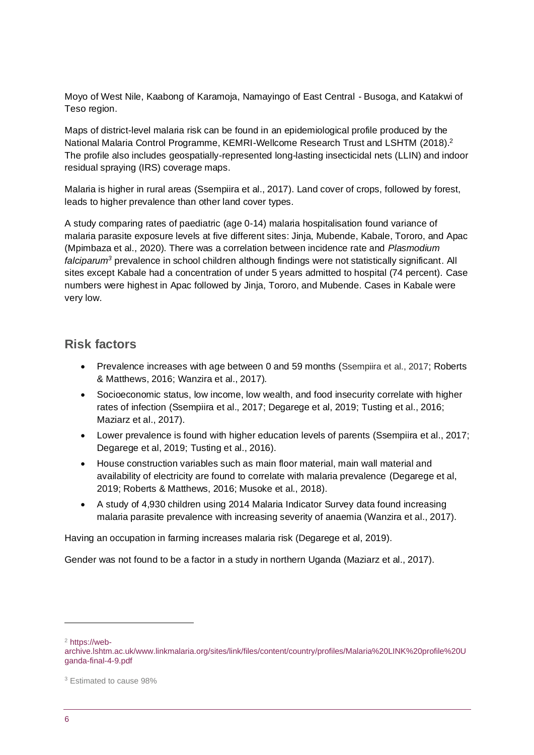Moyo of West Nile, Kaabong of Karamoja, Namayingo of East Central - Busoga, and Katakwi of Teso region.

Maps of district-level malaria risk can be found in an epidemiological profile produced by the National Malaria Control Programme, KEMRI-Wellcome Research Trust and LSHTM (2018).[2] The profile also includes geospatially-represented long-lasting insecticidal nets (LLIN) and indoor residual spraying (IRS) coverage maps.

Malaria is higher in rural areas (Ssempiira et al., 2017). Land cover of crops, followed by forest, leads to higher prevalence than other land cover types.

A study comparing rates of paediatric (age 0-14) malaria hospitalisation found variance of malaria parasite exposure levels at five different sites: Jinja, Mubende, Kabale, Tororo, and Apac (Mpimbaza et al., 2020). There was a correlation between incidence rate and *Plasmodium falciparum*[3] prevalence in school children although findings were not statistically significant. All sites except Kabale had a concentration of under 5 years admitted to hospital (74 percent). Case numbers were highest in Apac followed by Jinja, Tororo, and Mubende. Cases in Kabale were very low.

## Risk factors

- Prevalence increases with age between 0 and 59 months (Ssempiira et al., 2017; Roberts & Matthews, 2016; Wanzira et al., 2017).
- Socioeconomic status, low income, low wealth, and food insecurity correlate with higher rates of infection (Ssempiira et al., 2017; Degarege et al, 2019; Tusting et al., 2016; Maziarz et al., 2017).
- Lower prevalence is found with higher education levels of parents (Ssempiira et al., 2017; Degarege et al, 2019; Tusting et al., 2016).
- House construction variables such as main floor material, main wall material and availability of electricity are found to correlate with malaria prevalence (Degarege et al, 2019; Roberts & Matthews, 2016; Musoke et al., 2018).
- A study of 4,930 children using 2014 Malaria Indicator Survey data found increasing malaria parasite prevalence with increasing severity of anaemia (Wanzira et al., 2017).

Having an occupation in farming increases malaria risk (Degarege et al, 2019).

Gender was not found to be a factor in a study in northern Uganda (Maziarz et al., 2017).

---

[2] https://web-archive.lshtm.ac.uk/www.linkmalaria.org/sites/link/files/content/country/profiles/Malaria%20LINK%20profile%20Uganda-final-4-9.pdf

[3] Estimated to cause 98%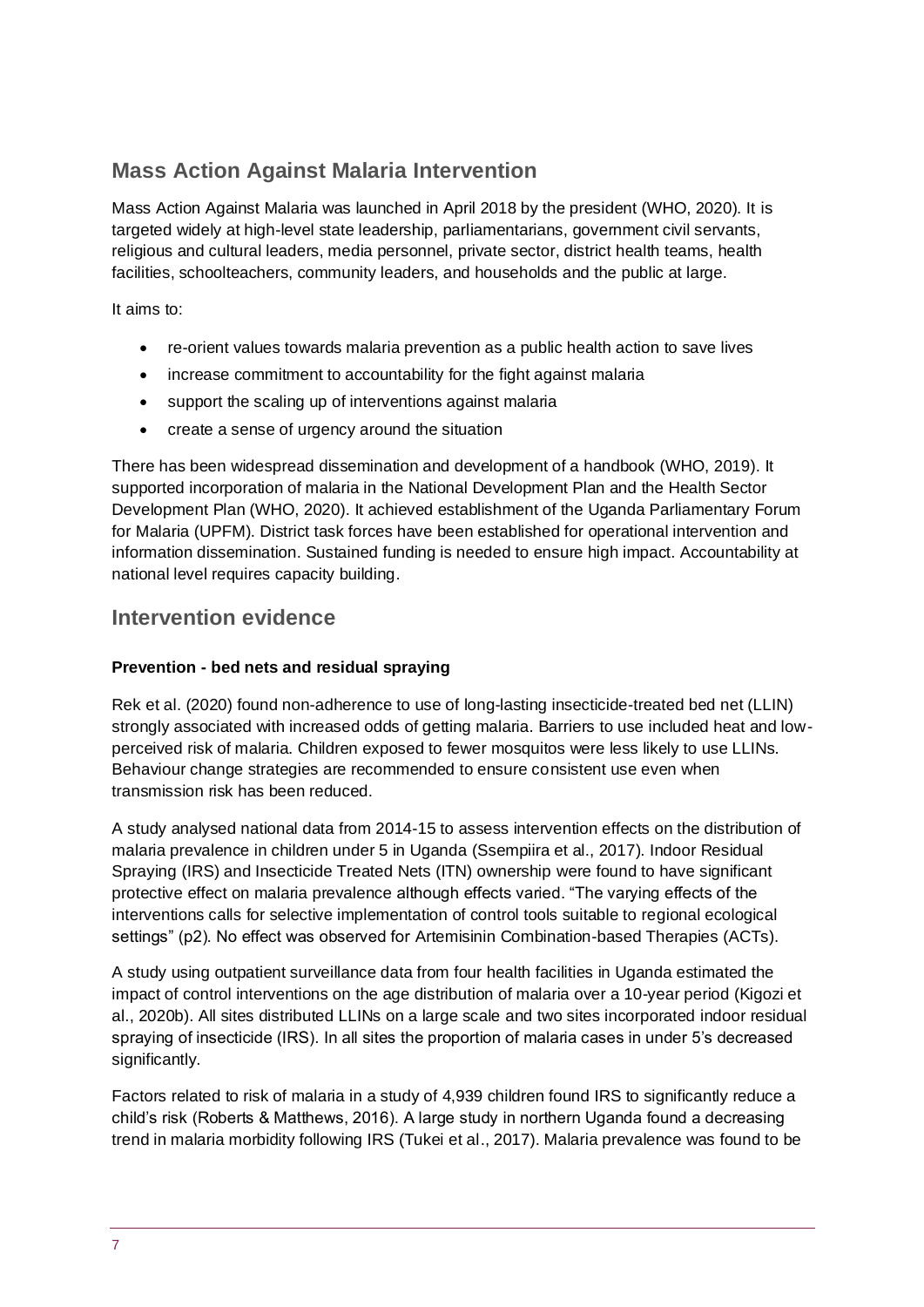## Mass Action Against Malaria Intervention

Mass Action Against Malaria was launched in April 2018 by the president (WHO, 2020). It is targeted widely at high-level state leadership, parliamentarians, government civil servants, religious and cultural leaders, media personnel, private sector, district health teams, health facilities, schoolteachers, community leaders, and households and the public at large.

It aims to:

- re-orient values towards malaria prevention as a public health action to save lives
- increase commitment to accountability for the fight against malaria
- support the scaling up of interventions against malaria
- create a sense of urgency around the situation

There has been widespread dissemination and development of a handbook (WHO, 2019). It supported incorporation of malaria in the National Development Plan and the Health Sector Development Plan (WHO, 2020). It achieved establishment of the Uganda Parliamentary Forum for Malaria (UPFM). District task forces have been established for operational intervention and information dissemination. Sustained funding is needed to ensure high impact. Accountability at national level requires capacity building.

## Intervention evidence

**Prevention - bed nets and residual spraying**

Rek et al. (2020) found non-adherence to use of long-lasting insecticide-treated bed net (LLIN) strongly associated with increased odds of getting malaria. Barriers to use included heat and low-perceived risk of malaria. Children exposed to fewer mosquitos were less likely to use LLINs. Behaviour change strategies are recommended to ensure consistent use even when transmission risk has been reduced.

A study analysed national data from 2014-15 to assess intervention effects on the distribution of malaria prevalence in children under 5 in Uganda (Ssempiira et al., 2017). Indoor Residual Spraying (IRS) and Insecticide Treated Nets (ITN) ownership were found to have significant protective effect on malaria prevalence although effects varied. "The varying effects of the interventions calls for selective implementation of control tools suitable to regional ecological settings" (p2). No effect was observed for Artemisinin Combination-based Therapies (ACTs).

A study using outpatient surveillance data from four health facilities in Uganda estimated the impact of control interventions on the age distribution of malaria over a 10-year period (Kigozi et al., 2020b). All sites distributed LLINs on a large scale and two sites incorporated indoor residual spraying of insecticide (IRS). In all sites the proportion of malaria cases in under 5's decreased significantly.

Factors related to risk of malaria in a study of 4,939 children found IRS to significantly reduce a child's risk (Roberts & Matthews, 2016). A large study in northern Uganda found a decreasing trend in malaria morbidity following IRS (Tukei et al., 2017). Malaria prevalence was found to be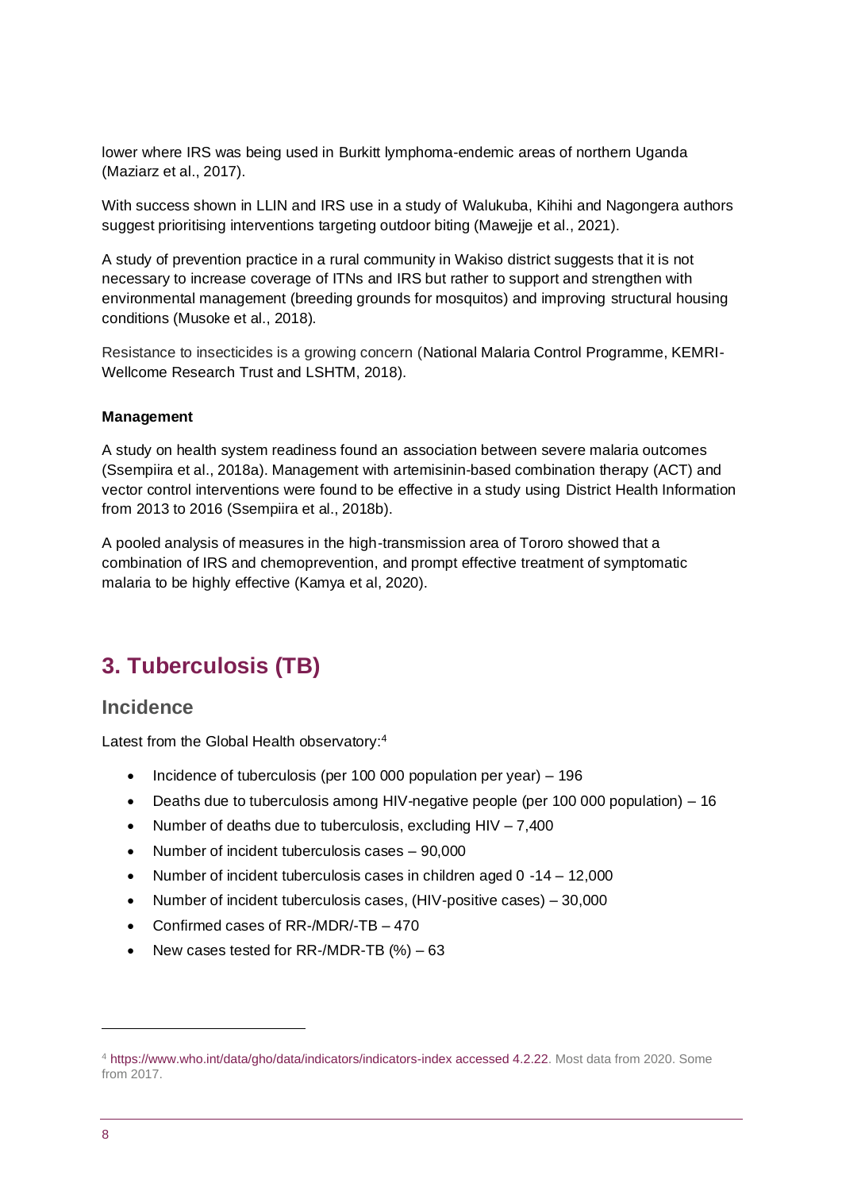lower where IRS was being used in Burkitt lymphoma-endemic areas of northern Uganda (Maziarz et al., 2017).

With success shown in LLIN and IRS use in a study of Walukuba, Kihihi and Nagongera authors suggest prioritising interventions targeting outdoor biting (Mawejje et al., 2021).

A study of prevention practice in a rural community in Wakiso district suggests that it is not necessary to increase coverage of ITNs and IRS but rather to support and strengthen with environmental management (breeding grounds for mosquitos) and improving structural housing conditions (Musoke et al., 2018).

Resistance to insecticides is a growing concern (National Malaria Control Programme, KEMRI-Wellcome Research Trust and LSHTM, 2018).

**Management**

A study on health system readiness found an association between severe malaria outcomes (Ssempiira et al., 2018a). Management with artemisinin-based combination therapy (ACT) and vector control interventions were found to be effective in a study using District Health Information from 2013 to 2016 (Ssempiira et al., 2018b).

A pooled analysis of measures in the high-transmission area of Tororo showed that a combination of IRS and chemoprevention, and prompt effective treatment of symptomatic malaria to be highly effective (Kamya et al, 2020).

# 3. Tuberculosis (TB)

## Incidence

Latest from the Global Health observatory:[4]

- Incidence of tuberculosis (per 100 000 population per year) – 196
- Deaths due to tuberculosis among HIV-negative people (per 100 000 population) – 16
- Number of deaths due to tuberculosis, excluding HIV – 7,400
- Number of incident tuberculosis cases – 90,000
- Number of incident tuberculosis cases in children aged 0 -14 – 12,000
- Number of incident tuberculosis cases, (HIV-positive cases) – 30,000
- Confirmed cases of RR-/MDR/-TB – 470
- New cases tested for RR-/MDR-TB (%) – 63

[4] https://www.who.int/data/gho/data/indicators/indicators-index accessed 4.2.22. Most data from 2020. Some from 2017.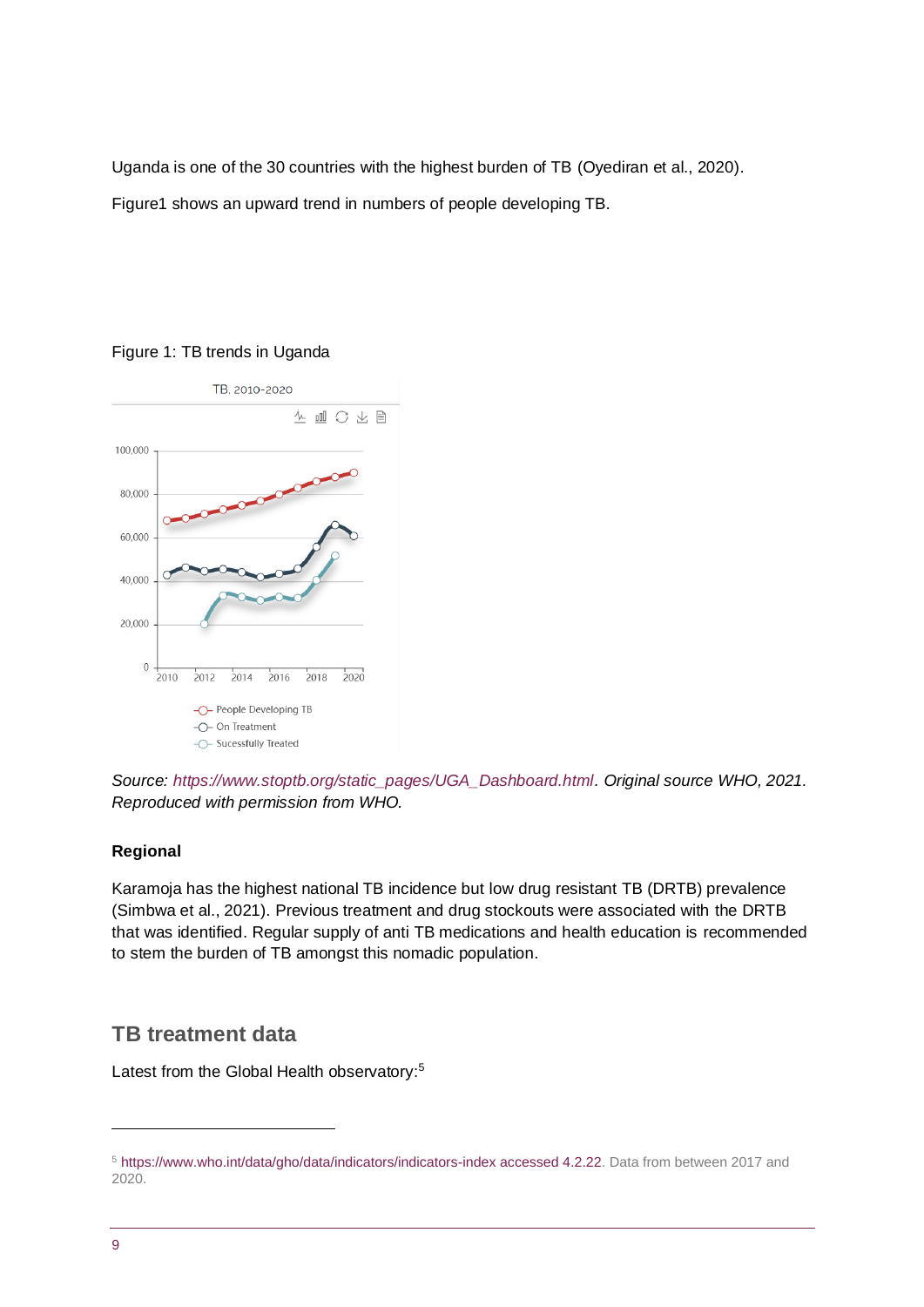Uganda is one of the 30 countries with the highest burden of TB (Oyediran et al., 2020).

Figure1 shows an upward trend in numbers of people developing TB.

Figure 1: TB trends in Uganda

*Source: https://www.stoptb.org/static_pages/UGA_Dashboard.html. Original source WHO, 2021. Reproduced with permission from WHO.*

**Regional**

Karamoja has the highest national TB incidence but low drug resistant TB (DRTB) prevalence (Simbwa et al., 2021). Previous treatment and drug stockouts were associated with the DRTB that was identified. Regular supply of anti TB medications and health education is recommended to stem the burden of TB amongst this nomadic population.

## TB treatment data

Latest from the Global Health observatory:[5]

---

[5] https://www.who.int/data/gho/data/indicators/indicators-index accessed 4.2.22. Data from between 2017 and 2020.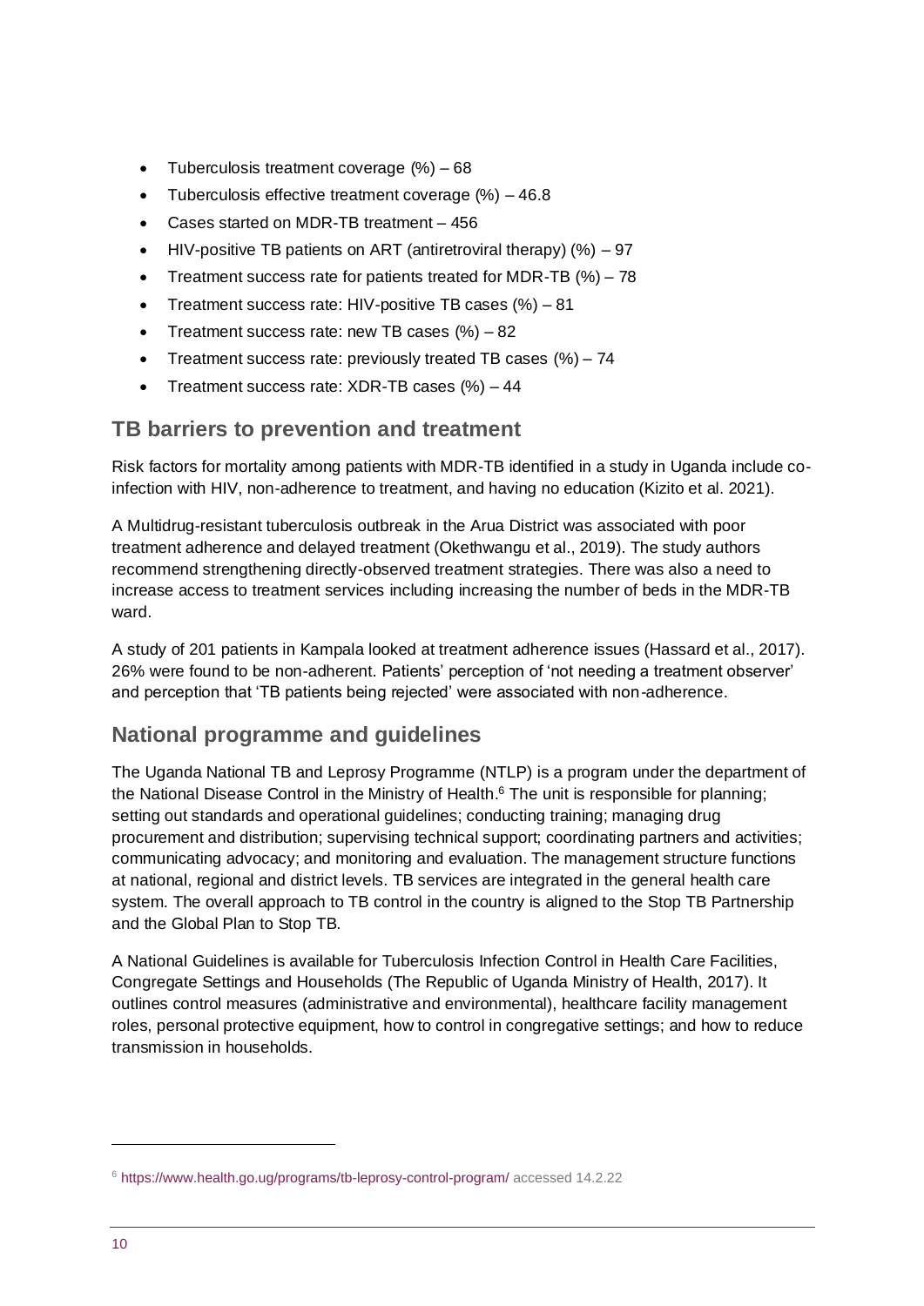- Tuberculosis treatment coverage (%) – 68
- Tuberculosis effective treatment coverage (%) – 46.8
- Cases started on MDR-TB treatment – 456
- HIV-positive TB patients on ART (antiretroviral therapy) (%) – 97
- Treatment success rate for patients treated for MDR-TB (%) – 78
- Treatment success rate: HIV-positive TB cases (%) – 81
- Treatment success rate: new TB cases (%) – 82
- Treatment success rate: previously treated TB cases (%) – 74
- Treatment success rate: XDR-TB cases (%) – 44

## TB barriers to prevention and treatment

Risk factors for mortality among patients with MDR-TB identified in a study in Uganda include co-infection with HIV, non-adherence to treatment, and having no education (Kizito et al. 2021).

A Multidrug-resistant tuberculosis outbreak in the Arua District was associated with poor treatment adherence and delayed treatment (Okethwangu et al., 2019). The study authors recommend strengthening directly-observed treatment strategies. There was also a need to increase access to treatment services including increasing the number of beds in the MDR-TB ward.

A study of 201 patients in Kampala looked at treatment adherence issues (Hassard et al., 2017). 26% were found to be non-adherent. Patients' perception of 'not needing a treatment observer' and perception that 'TB patients being rejected' were associated with non-adherence.

## National programme and guidelines

The Uganda National TB and Leprosy Programme (NTLP) is a program under the department of the National Disease Control in the Ministry of Health.[6] The unit is responsible for planning; setting out standards and operational guidelines; conducting training; managing drug procurement and distribution; supervising technical support; coordinating partners and activities; communicating advocacy; and monitoring and evaluation. The management structure functions at national, regional and district levels. TB services are integrated in the general health care system. The overall approach to TB control in the country is aligned to the Stop TB Partnership and the Global Plan to Stop TB.

A National Guidelines is available for Tuberculosis Infection Control in Health Care Facilities, Congregate Settings and Households (The Republic of Uganda Ministry of Health, 2017). It outlines control measures (administrative and environmental), healthcare facility management roles, personal protective equipment, how to control in congregative settings; and how to reduce transmission in households.

[6] https://www.health.go.ug/programs/tb-leprosy-control-program/ accessed 14.2.22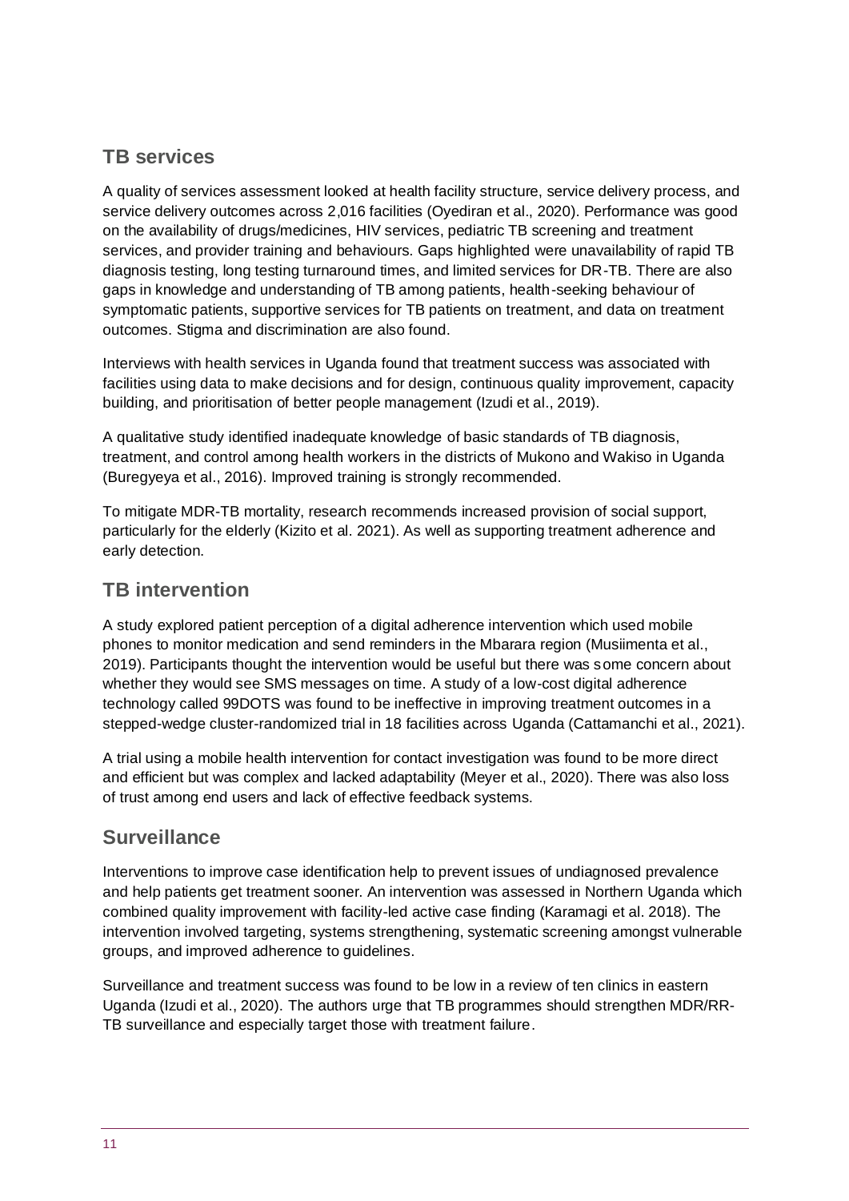## TB services

A quality of services assessment looked at health facility structure, service delivery process, and service delivery outcomes across 2,016 facilities (Oyediran et al., 2020). Performance was good on the availability of drugs/medicines, HIV services, pediatric TB screening and treatment services, and provider training and behaviours. Gaps highlighted were unavailability of rapid TB diagnosis testing, long testing turnaround times, and limited services for DR-TB. There are also gaps in knowledge and understanding of TB among patients, health-seeking behaviour of symptomatic patients, supportive services for TB patients on treatment, and data on treatment outcomes. Stigma and discrimination are also found.

Interviews with health services in Uganda found that treatment success was associated with facilities using data to make decisions and for design, continuous quality improvement, capacity building, and prioritisation of better people management (Izudi et al., 2019).

A qualitative study identified inadequate knowledge of basic standards of TB diagnosis, treatment, and control among health workers in the districts of Mukono and Wakiso in Uganda (Buregyeya et al., 2016). Improved training is strongly recommended.

To mitigate MDR-TB mortality, research recommends increased provision of social support, particularly for the elderly (Kizito et al. 2021). As well as supporting treatment adherence and early detection.

## TB intervention

A study explored patient perception of a digital adherence intervention which used mobile phones to monitor medication and send reminders in the Mbarara region (Musiimenta et al., 2019). Participants thought the intervention would be useful but there was some concern about whether they would see SMS messages on time. A study of a low-cost digital adherence technology called 99DOTS was found to be ineffective in improving treatment outcomes in a stepped-wedge cluster-randomized trial in 18 facilities across Uganda (Cattamanchi et al., 2021).

A trial using a mobile health intervention for contact investigation was found to be more direct and efficient but was complex and lacked adaptability (Meyer et al., 2020). There was also loss of trust among end users and lack of effective feedback systems.

## Surveillance

Interventions to improve case identification help to prevent issues of undiagnosed prevalence and help patients get treatment sooner. An intervention was assessed in Northern Uganda which combined quality improvement with facility-led active case finding (Karamagi et al. 2018). The intervention involved targeting, systems strengthening, systematic screening amongst vulnerable groups, and improved adherence to guidelines.

Surveillance and treatment success was found to be low in a review of ten clinics in eastern Uganda (Izudi et al., 2020). The authors urge that TB programmes should strengthen MDR/RR-TB surveillance and especially target those with treatment failure.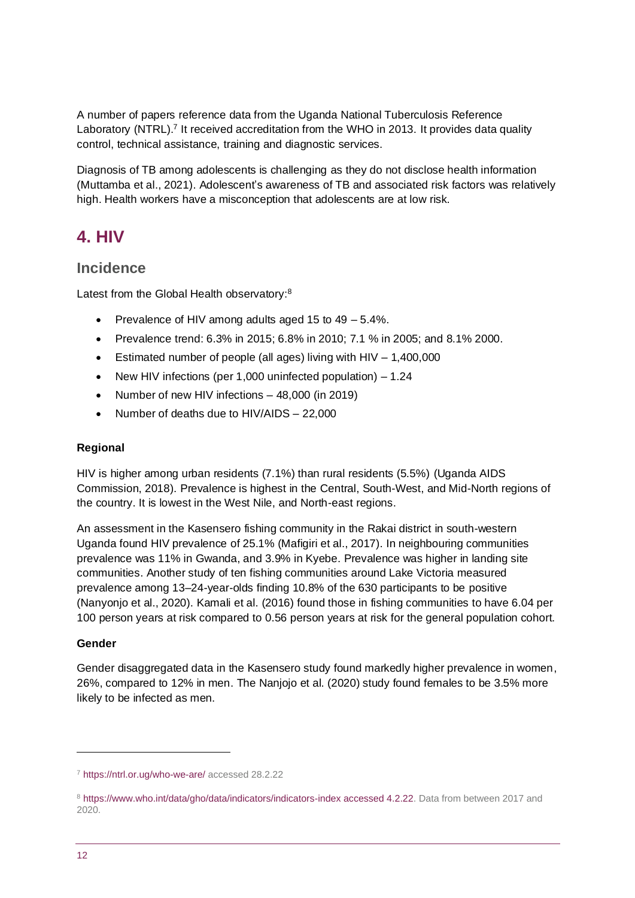A number of papers reference data from the Uganda National Tuberculosis Reference Laboratory (NTRL).[7] It received accreditation from the WHO in 2013. It provides data quality control, technical assistance, training and diagnostic services.

Diagnosis of TB among adolescents is challenging as they do not disclose health information (Muttamba et al., 2021). Adolescent's awareness of TB and associated risk factors was relatively high. Health workers have a misconception that adolescents are at low risk.

# 4. HIV

## Incidence

Latest from the Global Health observatory:[8]

- Prevalence of HIV among adults aged 15 to 49 – 5.4%.
- Prevalence trend: 6.3% in 2015; 6.8% in 2010; 7.1 % in 2005; and 8.1% 2000.
- Estimated number of people (all ages) living with HIV – 1,400,000
- New HIV infections (per 1,000 uninfected population) – 1.24
- Number of new HIV infections – 48,000 (in 2019)
- Number of deaths due to HIV/AIDS – 22,000

### Regional

HIV is higher among urban residents (7.1%) than rural residents (5.5%) (Uganda AIDS Commission, 2018). Prevalence is highest in the Central, South-West, and Mid-North regions of the country. It is lowest in the West Nile, and North-east regions.

An assessment in the Kasensero fishing community in the Rakai district in south-western Uganda found HIV prevalence of 25.1% (Mafigiri et al., 2017). In neighbouring communities prevalence was 11% in Gwanda, and 3.9% in Kyebe. Prevalence was higher in landing site communities. Another study of ten fishing communities around Lake Victoria measured prevalence among 13–24-year-olds finding 10.8% of the 630 participants to be positive (Nanyonjo et al., 2020). Kamali et al. (2016) found those in fishing communities to have 6.04 per 100 person years at risk compared to 0.56 person years at risk for the general population cohort.

### Gender

Gender disaggregated data in the Kasensero study found markedly higher prevalence in women, 26%, compared to 12% in men. The Nanjojo et al. (2020) study found females to be 3.5% more likely to be infected as men.

---

[7] https://ntrl.or.ug/who-we-are/ accessed 28.2.22

[8] https://www.who.int/data/gho/data/indicators/indicators-index accessed 4.2.22. Data from between 2017 and 2020.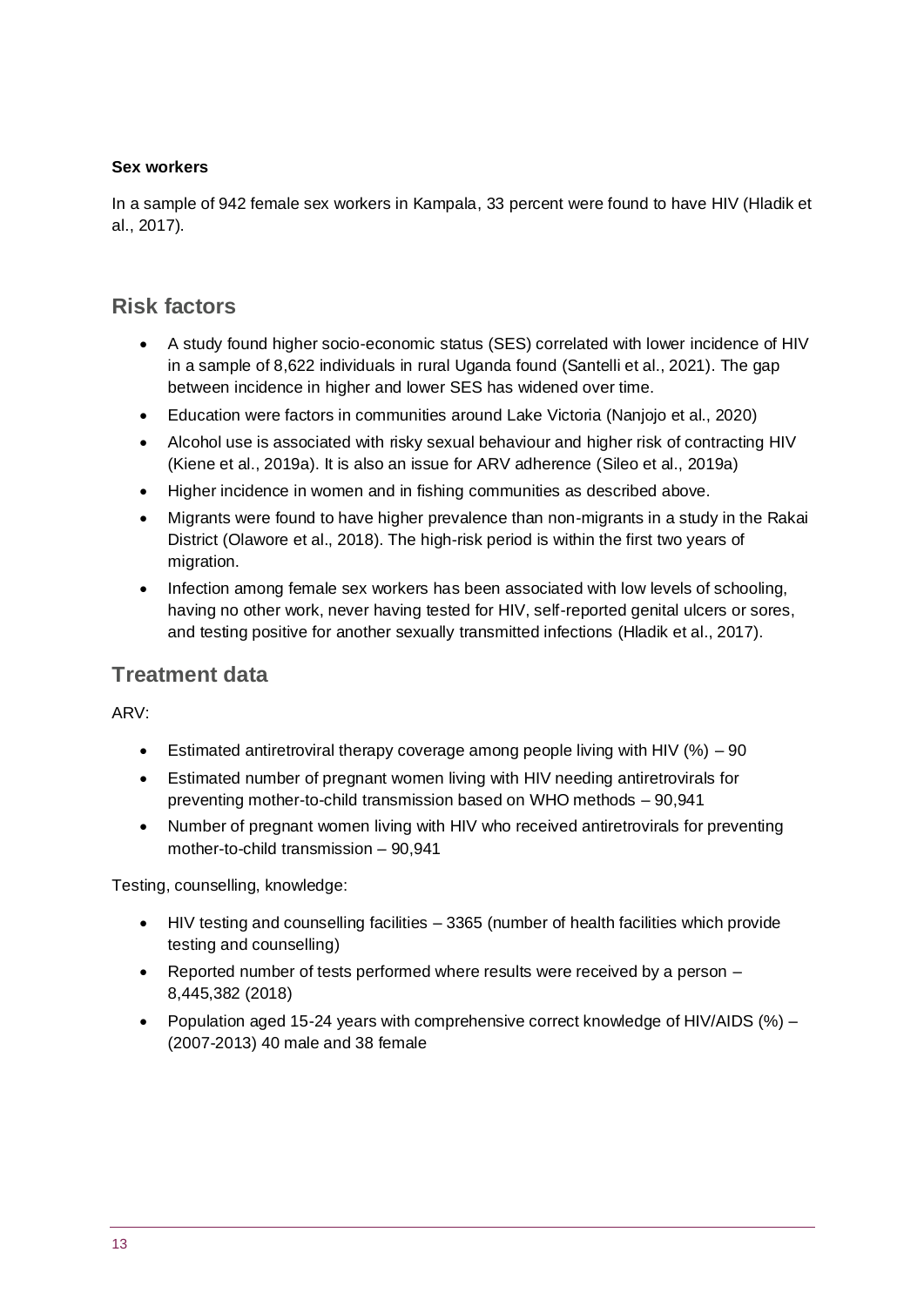**Sex workers**

In a sample of 942 female sex workers in Kampala, 33 percent were found to have HIV (Hladik et al., 2017).

## Risk factors

- A study found higher socio-economic status (SES) correlated with lower incidence of HIV in a sample of 8,622 individuals in rural Uganda found (Santelli et al., 2021). The gap between incidence in higher and lower SES has widened over time.
- Education were factors in communities around Lake Victoria (Nanjojo et al., 2020)
- Alcohol use is associated with risky sexual behaviour and higher risk of contracting HIV (Kiene et al., 2019a). It is also an issue for ARV adherence (Sileo et al., 2019a)
- Higher incidence in women and in fishing communities as described above.
- Migrants were found to have higher prevalence than non-migrants in a study in the Rakai District (Olawore et al., 2018). The high-risk period is within the first two years of migration.
- Infection among female sex workers has been associated with low levels of schooling, having no other work, never having tested for HIV, self-reported genital ulcers or sores, and testing positive for another sexually transmitted infections (Hladik et al., 2017).

## Treatment data

ARV:

- Estimated antiretroviral therapy coverage among people living with HIV (%) – 90
- Estimated number of pregnant women living with HIV needing antiretrovirals for preventing mother-to-child transmission based on WHO methods – 90,941
- Number of pregnant women living with HIV who received antiretrovirals for preventing mother-to-child transmission – 90,941

Testing, counselling, knowledge:

- HIV testing and counselling facilities – 3365 (number of health facilities which provide testing and counselling)
- Reported number of tests performed where results were received by a person – 8,445,382 (2018)
- Population aged 15-24 years with comprehensive correct knowledge of HIV/AIDS (%) – (2007-2013) 40 male and 38 female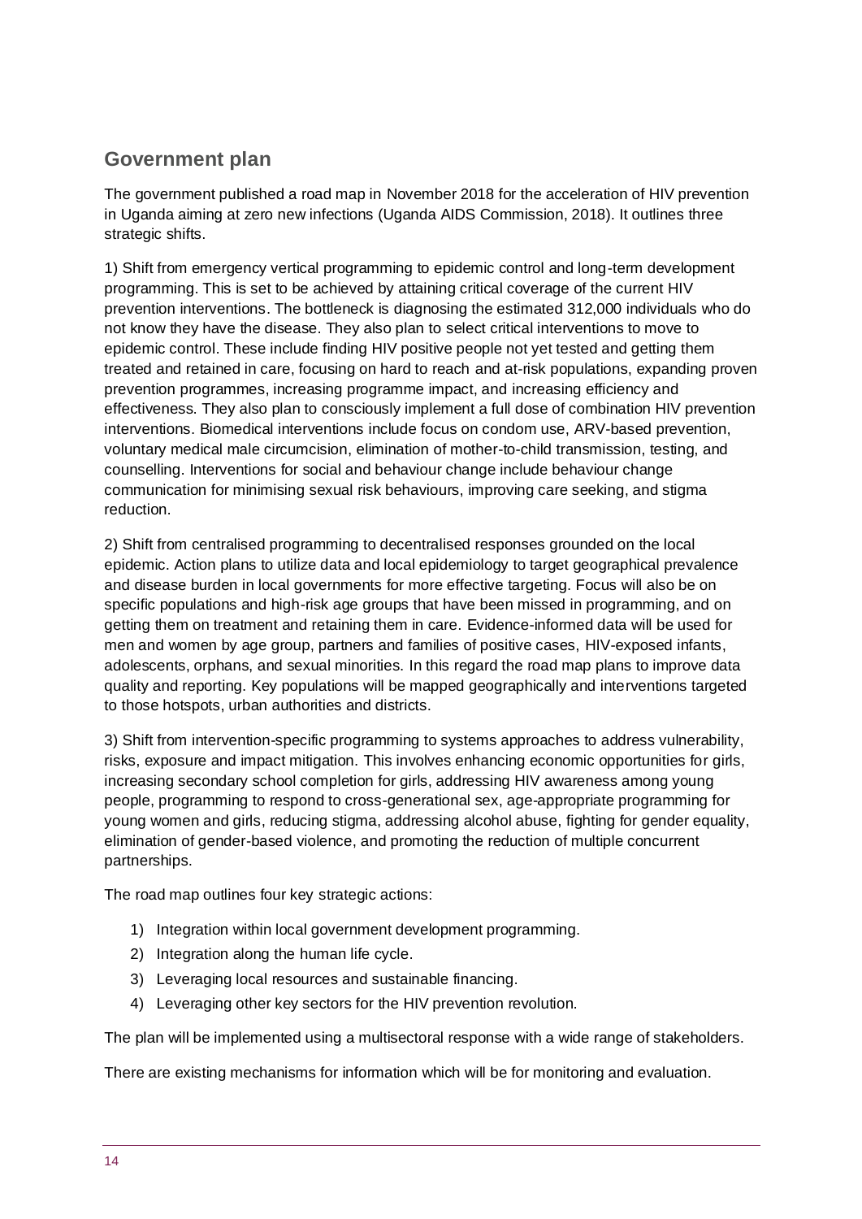## Government plan

The government published a road map in November 2018 for the acceleration of HIV prevention in Uganda aiming at zero new infections (Uganda AIDS Commission, 2018). It outlines three strategic shifts.

1) Shift from emergency vertical programming to epidemic control and long-term development programming. This is set to be achieved by attaining critical coverage of the current HIV prevention interventions. The bottleneck is diagnosing the estimated 312,000 individuals who do not know they have the disease. They also plan to select critical interventions to move to epidemic control. These include finding HIV positive people not yet tested and getting them treated and retained in care, focusing on hard to reach and at-risk populations, expanding proven prevention programmes, increasing programme impact, and increasing efficiency and effectiveness. They also plan to consciously implement a full dose of combination HIV prevention interventions. Biomedical interventions include focus on condom use, ARV-based prevention, voluntary medical male circumcision, elimination of mother-to-child transmission, testing, and counselling. Interventions for social and behaviour change include behaviour change communication for minimising sexual risk behaviours, improving care seeking, and stigma reduction.

2) Shift from centralised programming to decentralised responses grounded on the local epidemic. Action plans to utilize data and local epidemiology to target geographical prevalence and disease burden in local governments for more effective targeting. Focus will also be on specific populations and high-risk age groups that have been missed in programming, and on getting them on treatment and retaining them in care. Evidence-informed data will be used for men and women by age group, partners and families of positive cases, HIV-exposed infants, adolescents, orphans, and sexual minorities. In this regard the road map plans to improve data quality and reporting. Key populations will be mapped geographically and interventions targeted to those hotspots, urban authorities and districts.

3) Shift from intervention-specific programming to systems approaches to address vulnerability, risks, exposure and impact mitigation. This involves enhancing economic opportunities for girls, increasing secondary school completion for girls, addressing HIV awareness among young people, programming to respond to cross-generational sex, age-appropriate programming for young women and girls, reducing stigma, addressing alcohol abuse, fighting for gender equality, elimination of gender-based violence, and promoting the reduction of multiple concurrent partnerships.

The road map outlines four key strategic actions:

1) Integration within local government development programming.
2) Integration along the human life cycle.
3) Leveraging local resources and sustainable financing.
4) Leveraging other key sectors for the HIV prevention revolution.

The plan will be implemented using a multisectoral response with a wide range of stakeholders.

There are existing mechanisms for information which will be for monitoring and evaluation.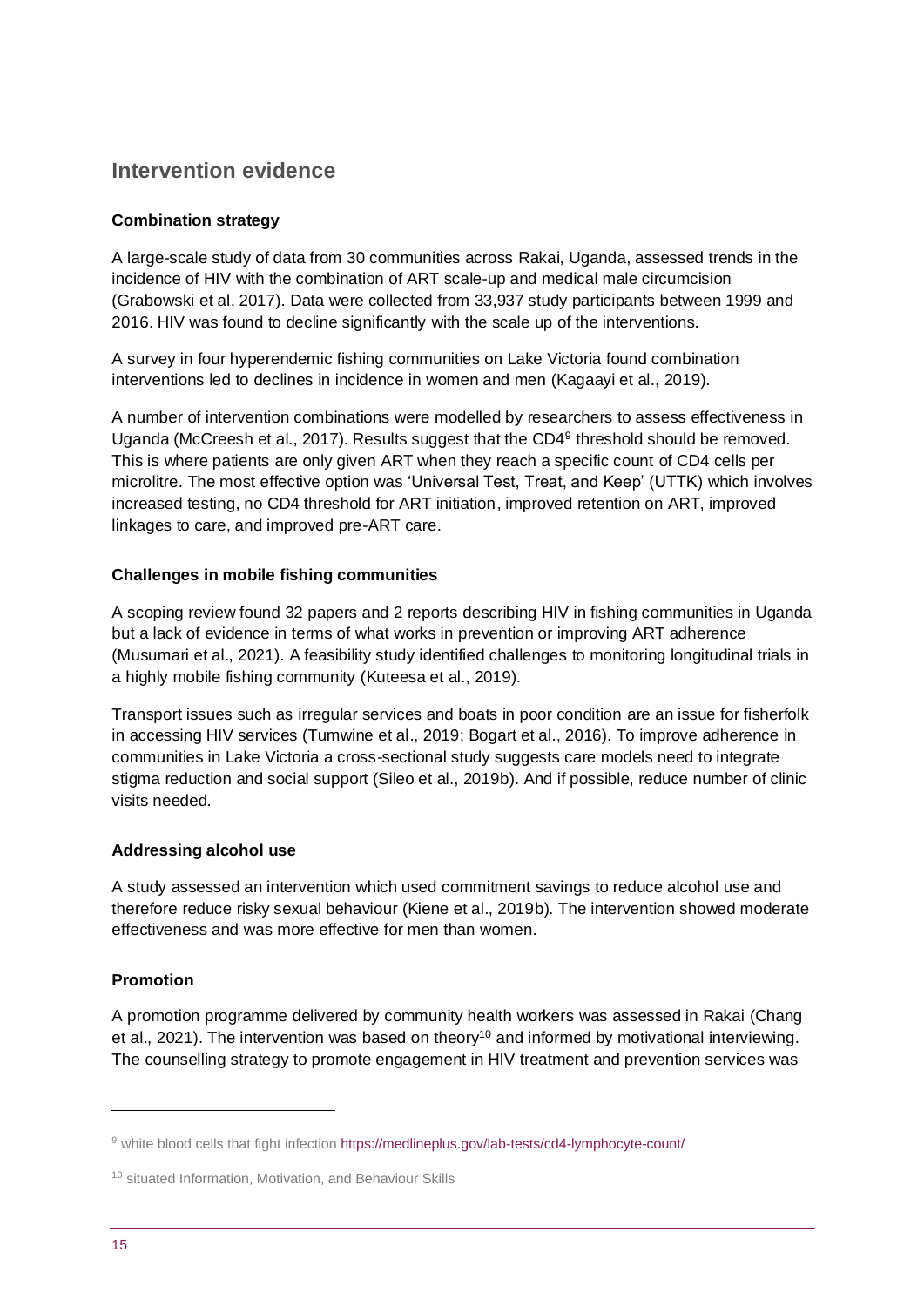## Intervention evidence

**Combination strategy**

A large-scale study of data from 30 communities across Rakai, Uganda, assessed trends in the incidence of HIV with the combination of ART scale-up and medical male circumcision (Grabowski et al, 2017). Data were collected from 33,937 study participants between 1999 and 2016. HIV was found to decline significantly with the scale up of the interventions.

A survey in four hyperendemic fishing communities on Lake Victoria found combination interventions led to declines in incidence in women and men (Kagaayi et al., 2019).

A number of intervention combinations were modelled by researchers to assess effectiveness in Uganda (McCreesh et al., 2017). Results suggest that the CD4[9] threshold should be removed. This is where patients are only given ART when they reach a specific count of CD4 cells per microlitre. The most effective option was 'Universal Test, Treat, and Keep' (UTTK) which involves increased testing, no CD4 threshold for ART initiation, improved retention on ART, improved linkages to care, and improved pre-ART care.

**Challenges in mobile fishing communities**

A scoping review found 32 papers and 2 reports describing HIV in fishing communities in Uganda but a lack of evidence in terms of what works in prevention or improving ART adherence (Musumari et al., 2021). A feasibility study identified challenges to monitoring longitudinal trials in a highly mobile fishing community (Kuteesa et al., 2019).

Transport issues such as irregular services and boats in poor condition are an issue for fisherfolk in accessing HIV services (Tumwine et al., 2019; Bogart et al., 2016). To improve adherence in communities in Lake Victoria a cross-sectional study suggests care models need to integrate stigma reduction and social support (Sileo et al., 2019b). And if possible, reduce number of clinic visits needed.

**Addressing alcohol use**

A study assessed an intervention which used commitment savings to reduce alcohol use and therefore reduce risky sexual behaviour (Kiene et al., 2019b). The intervention showed moderate effectiveness and was more effective for men than women.

**Promotion**

A promotion programme delivered by community health workers was assessed in Rakai (Chang et al., 2021). The intervention was based on theory[10] and informed by motivational interviewing. The counselling strategy to promote engagement in HIV treatment and prevention services was

[9] white blood cells that fight infection https://medlineplus.gov/lab-tests/cd4-lymphocyte-count/

[10] situated Information, Motivation, and Behaviour Skills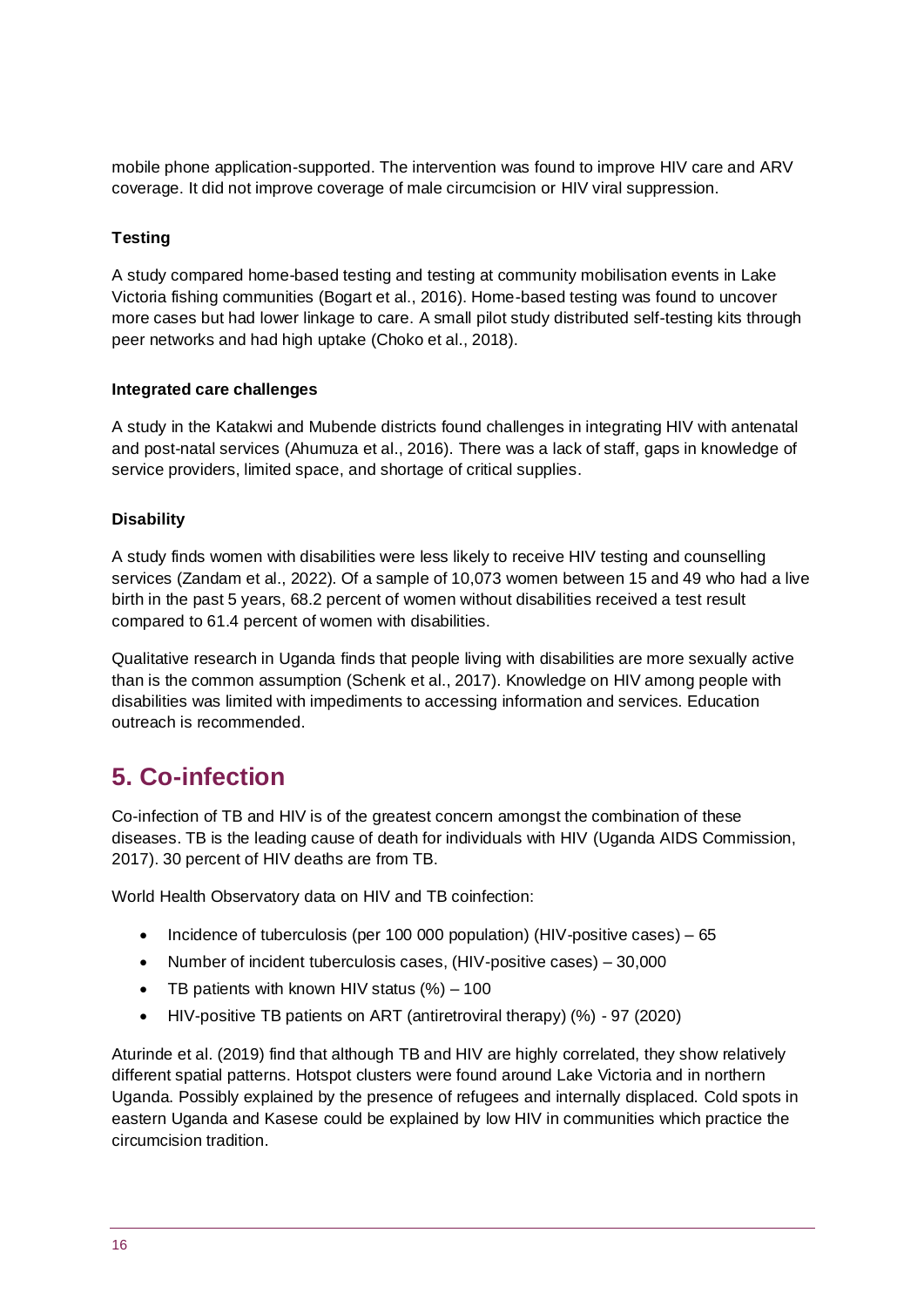mobile phone application-supported. The intervention was found to improve HIV care and ARV coverage. It did not improve coverage of male circumcision or HIV viral suppression.

**Testing**

A study compared home-based testing and testing at community mobilisation events in Lake Victoria fishing communities (Bogart et al., 2016). Home-based testing was found to uncover more cases but had lower linkage to care. A small pilot study distributed self-testing kits through peer networks and had high uptake (Choko et al., 2018).

**Integrated care challenges**

A study in the Katakwi and Mubende districts found challenges in integrating HIV with antenatal and post-natal services (Ahumuza et al., 2016). There was a lack of staff, gaps in knowledge of service providers, limited space, and shortage of critical supplies.

**Disability**

A study finds women with disabilities were less likely to receive HIV testing and counselling services (Zandam et al., 2022). Of a sample of 10,073 women between 15 and 49 who had a live birth in the past 5 years, 68.2 percent of women without disabilities received a test result compared to 61.4 percent of women with disabilities.

Qualitative research in Uganda finds that people living with disabilities are more sexually active than is the common assumption (Schenk et al., 2017). Knowledge on HIV among people with disabilities was limited with impediments to accessing information and services. Education outreach is recommended.

## 5. Co-infection

Co-infection of TB and HIV is of the greatest concern amongst the combination of these diseases. TB is the leading cause of death for individuals with HIV (Uganda AIDS Commission, 2017). 30 percent of HIV deaths are from TB.

World Health Observatory data on HIV and TB coinfection:

- Incidence of tuberculosis (per 100 000 population) (HIV-positive cases) – 65
- Number of incident tuberculosis cases, (HIV-positive cases) – 30,000
- TB patients with known HIV status (%) – 100
- HIV-positive TB patients on ART (antiretroviral therapy) (%) - 97 (2020)

Aturinde et al. (2019) find that although TB and HIV are highly correlated, they show relatively different spatial patterns. Hotspot clusters were found around Lake Victoria and in northern Uganda. Possibly explained by the presence of refugees and internally displaced. Cold spots in eastern Uganda and Kasese could be explained by low HIV in communities which practice the circumcision tradition.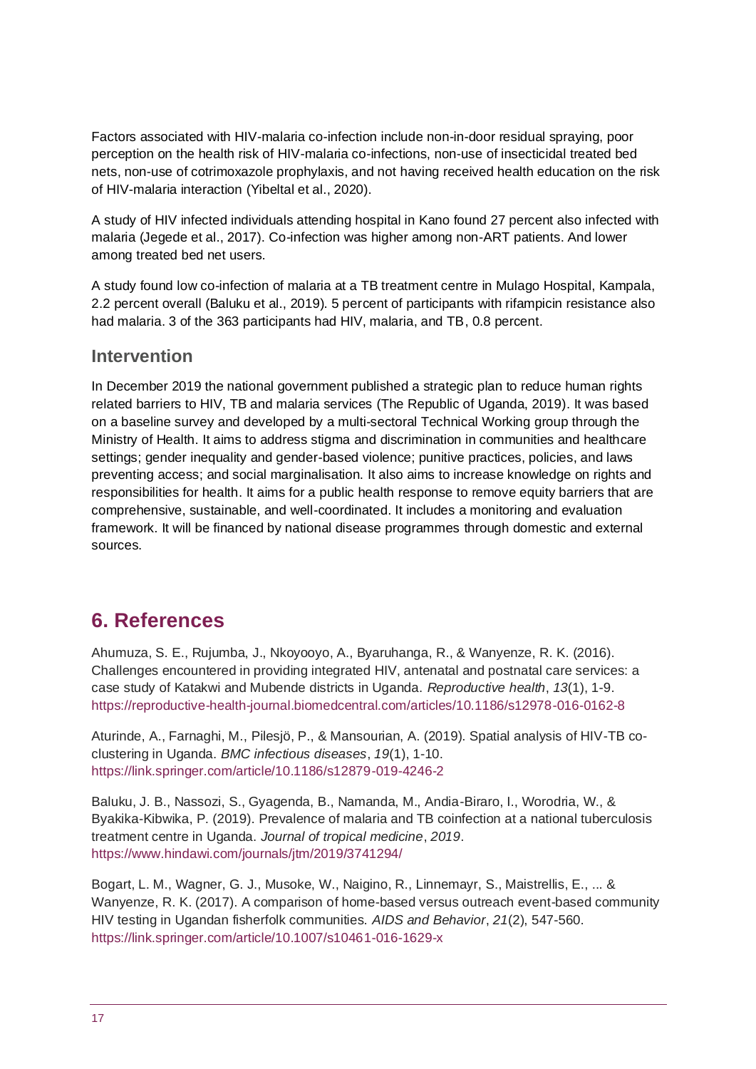Factors associated with HIV-malaria co-infection include non-in-door residual spraying, poor perception on the health risk of HIV-malaria co-infections, non-use of insecticidal treated bed nets, non-use of cotrimoxazole prophylaxis, and not having received health education on the risk of HIV-malaria interaction (Yibeltal et al., 2020).

A study of HIV infected individuals attending hospital in Kano found 27 percent also infected with malaria (Jegede et al., 2017). Co-infection was higher among non-ART patients. And lower among treated bed net users.

A study found low co-infection of malaria at a TB treatment centre in Mulago Hospital, Kampala, 2.2 percent overall (Baluku et al., 2019). 5 percent of participants with rifampicin resistance also had malaria. 3 of the 363 participants had HIV, malaria, and TB, 0.8 percent.

### Intervention

In December 2019 the national government published a strategic plan to reduce human rights related barriers to HIV, TB and malaria services (The Republic of Uganda, 2019). It was based on a baseline survey and developed by a multi-sectoral Technical Working group through the Ministry of Health. It aims to address stigma and discrimination in communities and healthcare settings; gender inequality and gender-based violence; punitive practices, policies, and laws preventing access; and social marginalisation. It also aims to increase knowledge on rights and responsibilities for health. It aims for a public health response to remove equity barriers that are comprehensive, sustainable, and well-coordinated. It includes a monitoring and evaluation framework. It will be financed by national disease programmes through domestic and external sources.

## 6. References

Ahumuza, S. E., Rujumba, J., Nkoyooyo, A., Byaruhanga, R., & Wanyenze, R. K. (2016). Challenges encountered in providing integrated HIV, antenatal and postnatal care services: a case study of Katakwi and Mubende districts in Uganda. *Reproductive health*, *13*(1), 1-9. https://reproductive-health-journal.biomedcentral.com/articles/10.1186/s12978-016-0162-8

Aturinde, A., Farnaghi, M., Pilesjö, P., & Mansourian, A. (2019). Spatial analysis of HIV-TB co-clustering in Uganda. *BMC infectious diseases*, *19*(1), 1-10. https://link.springer.com/article/10.1186/s12879-019-4246-2

Baluku, J. B., Nassozi, S., Gyagenda, B., Namanda, M., Andia-Biraro, I., Worodria, W., & Byakika-Kibwika, P. (2019). Prevalence of malaria and TB coinfection at a national tuberculosis treatment centre in Uganda. *Journal of tropical medicine*, *2019*. https://www.hindawi.com/journals/jtm/2019/3741294/

Bogart, L. M., Wagner, G. J., Musoke, W., Naigino, R., Linnemayr, S., Maistrellis, E., ... & Wanyenze, R. K. (2017). A comparison of home-based versus outreach event-based community HIV testing in Ugandan fisherfolk communities. *AIDS and Behavior*, *21*(2), 547-560. https://link.springer.com/article/10.1007/s10461-016-1629-x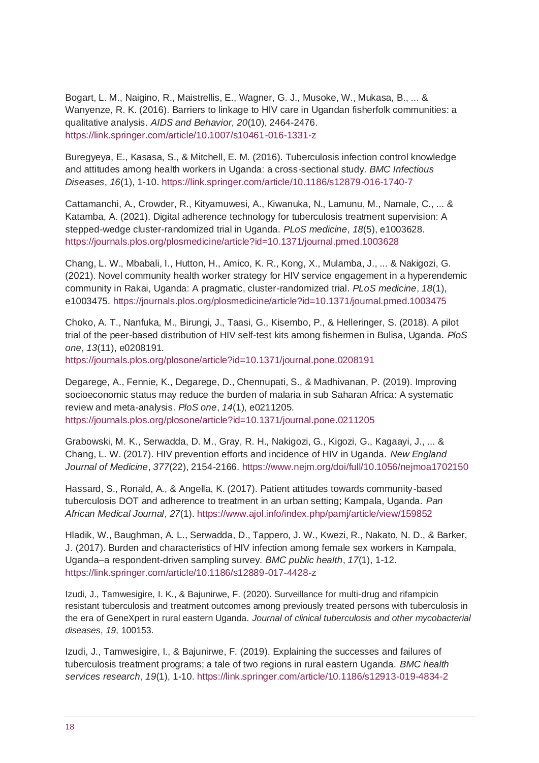Bogart, L. M., Naigino, R., Maistrellis, E., Wagner, G. J., Musoke, W., Mukasa, B., ... & Wanyenze, R. K. (2016). Barriers to linkage to HIV care in Ugandan fisherfolk communities: a qualitative analysis. *AIDS and Behavior*, *20*(10), 2464-2476. https://link.springer.com/article/10.1007/s10461-016-1331-z

Buregyeya, E., Kasasa, S., & Mitchell, E. M. (2016). Tuberculosis infection control knowledge and attitudes among health workers in Uganda: a cross-sectional study. *BMC Infectious Diseases*, *16*(1), 1-10. https://link.springer.com/article/10.1186/s12879-016-1740-7

Cattamanchi, A., Crowder, R., Kityamuwesi, A., Kiwanuka, N., Lamunu, M., Namale, C., ... & Katamba, A. (2021). Digital adherence technology for tuberculosis treatment supervision: A stepped-wedge cluster-randomized trial in Uganda. *PLoS medicine*, *18*(5), e1003628. https://journals.plos.org/plosmedicine/article?id=10.1371/journal.pmed.1003628

Chang, L. W., Mbabali, I., Hutton, H., Amico, K. R., Kong, X., Mulamba, J., ... & Nakigozi, G. (2021). Novel community health worker strategy for HIV service engagement in a hyperendemic community in Rakai, Uganda: A pragmatic, cluster-randomized trial. *PLoS medicine*, *18*(1), e1003475. https://journals.plos.org/plosmedicine/article?id=10.1371/journal.pmed.1003475

Choko, A. T., Nanfuka, M., Birungi, J., Taasi, G., Kisembo, P., & Helleringer, S. (2018). A pilot trial of the peer-based distribution of HIV self-test kits among fishermen in Bulisa, Uganda. *PloS one*, *13*(11), e0208191. https://journals.plos.org/plosone/article?id=10.1371/journal.pone.0208191

Degarege, A., Fennie, K., Degarege, D., Chennupati, S., & Madhivanan, P. (2019). Improving socioeconomic status may reduce the burden of malaria in sub Saharan Africa: A systematic review and meta-analysis. *PloS one*, *14*(1), e0211205. https://journals.plos.org/plosone/article?id=10.1371/journal.pone.0211205

Grabowski, M. K., Serwadda, D. M., Gray, R. H., Nakigozi, G., Kigozi, G., Kagaayi, J., ... & Chang, L. W. (2017). HIV prevention efforts and incidence of HIV in Uganda. *New England Journal of Medicine*, *377*(22), 2154-2166. https://www.nejm.org/doi/full/10.1056/nejmoa1702150

Hassard, S., Ronald, A., & Angella, K. (2017). Patient attitudes towards community-based tuberculosis DOT and adherence to treatment in an urban setting; Kampala, Uganda. *Pan African Medical Journal*, *27*(1). https://www.ajol.info/index.php/pamj/article/view/159852

Hladik, W., Baughman, A. L., Serwadda, D., Tappero, J. W., Kwezi, R., Nakato, N. D., & Barker, J. (2017). Burden and characteristics of HIV infection among female sex workers in Kampala, Uganda–a respondent-driven sampling survey. *BMC public health*, *17*(1), 1-12. https://link.springer.com/article/10.1186/s12889-017-4428-z

Izudi, J., Tamwesigire, I. K., & Bajunirwe, F. (2020). Surveillance for multi-drug and rifampicin resistant tuberculosis and treatment outcomes among previously treated persons with tuberculosis in the era of GeneXpert in rural eastern Uganda. *Journal of clinical tuberculosis and other mycobacterial diseases*, *19*, 100153.

Izudi, J., Tamwesigire, I., & Bajunirwe, F. (2019). Explaining the successes and failures of tuberculosis treatment programs; a tale of two regions in rural eastern Uganda. *BMC health services research*, *19*(1), 1-10. https://link.springer.com/article/10.1186/s12913-019-4834-2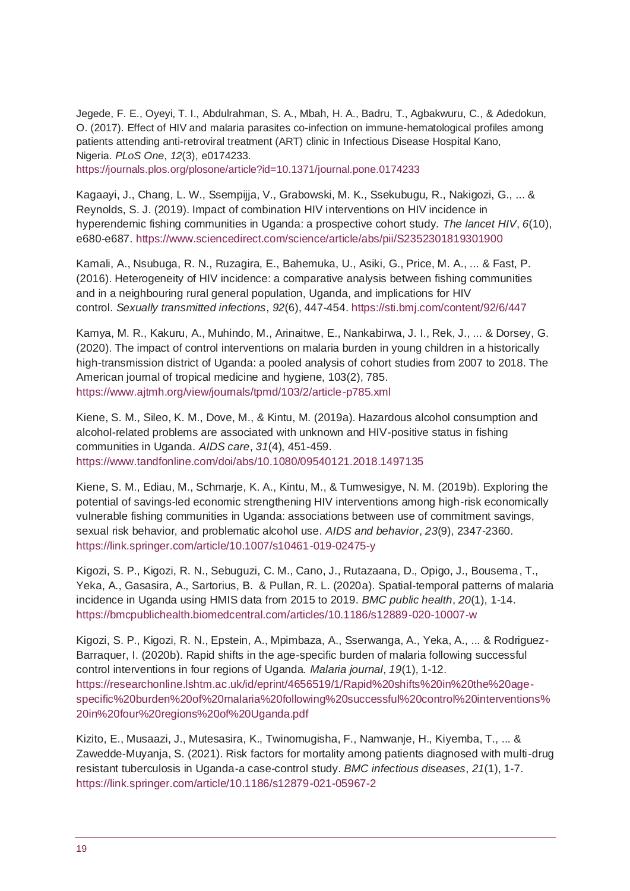Jegede, F. E., Oyeyi, T. I., Abdulrahman, S. A., Mbah, H. A., Badru, T., Agbakwuru, C., & Adedokun, O. (2017). Effect of HIV and malaria parasites co-infection on immune-hematological profiles among patients attending anti-retroviral treatment (ART) clinic in Infectious Disease Hospital Kano, Nigeria. *PLoS One*, *12*(3), e0174233. https://journals.plos.org/plosone/article?id=10.1371/journal.pone.0174233

Kagaayi, J., Chang, L. W., Ssempijja, V., Grabowski, M. K., Ssekubugu, R., Nakigozi, G., ... & Reynolds, S. J. (2019). Impact of combination HIV interventions on HIV incidence in hyperendemic fishing communities in Uganda: a prospective cohort study. *The lancet HIV*, *6*(10), e680-e687. https://www.sciencedirect.com/science/article/abs/pii/S2352301819301900

Kamali, A., Nsubuga, R. N., Ruzagira, E., Bahemuka, U., Asiki, G., Price, M. A., ... & Fast, P. (2016). Heterogeneity of HIV incidence: a comparative analysis between fishing communities and in a neighbouring rural general population, Uganda, and implications for HIV control. *Sexually transmitted infections*, *92*(6), 447-454. https://sti.bmj.com/content/92/6/447

Kamya, M. R., Kakuru, A., Muhindo, M., Arinaitwe, E., Nankabirwa, J. I., Rek, J., ... & Dorsey, G. (2020). The impact of control interventions on malaria burden in young children in a historically high-transmission district of Uganda: a pooled analysis of cohort studies from 2007 to 2018. The American journal of tropical medicine and hygiene, 103(2), 785. https://www.ajtmh.org/view/journals/tpmd/103/2/article-p785.xml

Kiene, S. M., Sileo, K. M., Dove, M., & Kintu, M. (2019a). Hazardous alcohol consumption and alcohol-related problems are associated with unknown and HIV-positive status in fishing communities in Uganda. *AIDS care*, *31*(4), 451-459. https://www.tandfonline.com/doi/abs/10.1080/09540121.2018.1497135

Kiene, S. M., Ediau, M., Schmarje, K. A., Kintu, M., & Tumwesigye, N. M. (2019b). Exploring the potential of savings-led economic strengthening HIV interventions among high-risk economically vulnerable fishing communities in Uganda: associations between use of commitment savings, sexual risk behavior, and problematic alcohol use. *AIDS and behavior*, *23*(9), 2347-2360. https://link.springer.com/article/10.1007/s10461-019-02475-y

Kigozi, S. P., Kigozi, R. N., Sebuguzi, C. M., Cano, J., Rutazaana, D., Opigo, J., Bousema, T., Yeka, A., Gasasira, A., Sartorius, B. & Pullan, R. L. (2020a). Spatial-temporal patterns of malaria incidence in Uganda using HMIS data from 2015 to 2019. *BMC public health*, *20*(1), 1-14. https://bmcpublichealth.biomedcentral.com/articles/10.1186/s12889-020-10007-w

Kigozi, S. P., Kigozi, R. N., Epstein, A., Mpimbaza, A., Sserwanga, A., Yeka, A., ... & Rodriguez-Barraquer, I. (2020b). Rapid shifts in the age-specific burden of malaria following successful control interventions in four regions of Uganda. *Malaria journal*, *19*(1), 1-12. https://researchonline.lshtm.ac.uk/id/eprint/4656519/1/Rapid%20shifts%20in%20the%20age-specific%20burden%20of%20malaria%20following%20successful%20control%20interventions%20in%20four%20regions%20of%20Uganda.pdf

Kizito, E., Musaazi, J., Mutesasira, K., Twinomugisha, F., Namwanje, H., Kiyemba, T., ... & Zawedde-Muyanja, S. (2021). Risk factors for mortality among patients diagnosed with multi-drug resistant tuberculosis in Uganda-a case-control study. *BMC infectious diseases*, *21*(1), 1-7. https://link.springer.com/article/10.1186/s12879-021-05967-2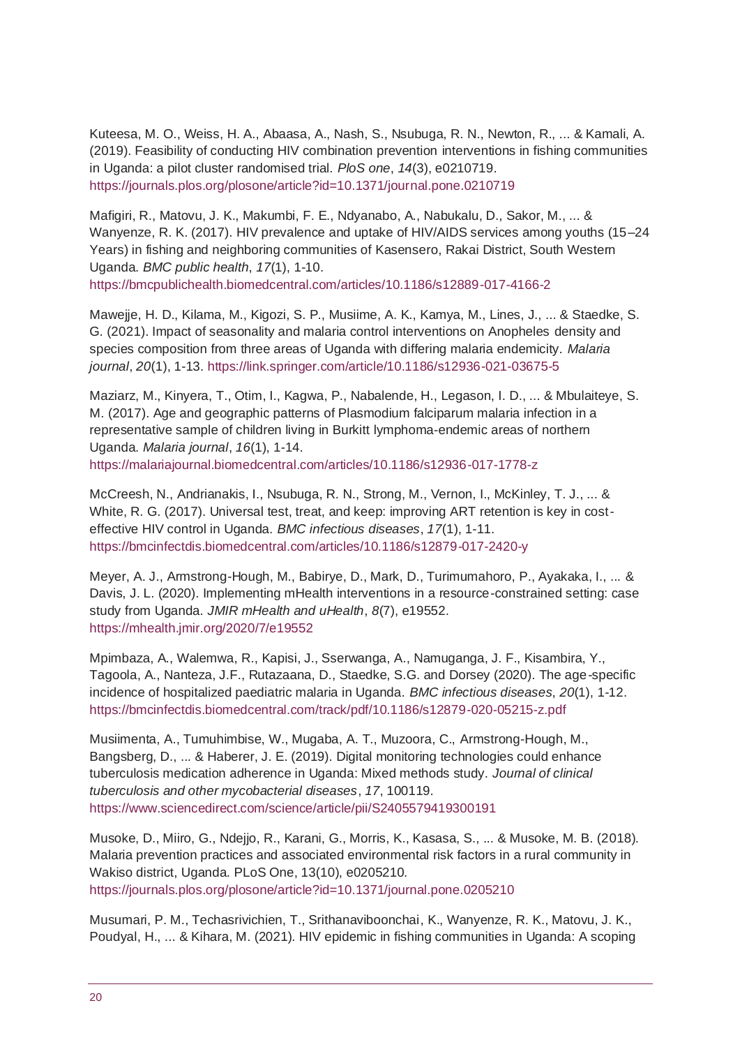Kuteesa, M. O., Weiss, H. A., Abaasa, A., Nash, S., Nsubuga, R. N., Newton, R., ... & Kamali, A. (2019). Feasibility of conducting HIV combination prevention interventions in fishing communities in Uganda: a pilot cluster randomised trial. *PloS one*, *14*(3), e0210719. https://journals.plos.org/plosone/article?id=10.1371/journal.pone.0210719

Mafigiri, R., Matovu, J. K., Makumbi, F. E., Ndyanabo, A., Nabukalu, D., Sakor, M., ... & Wanyenze, R. K. (2017). HIV prevalence and uptake of HIV/AIDS services among youths (15–24 Years) in fishing and neighboring communities of Kasensero, Rakai District, South Western Uganda. *BMC public health*, *17*(1), 1-10. https://bmcpublichealth.biomedcentral.com/articles/10.1186/s12889-017-4166-2

Mawejje, H. D., Kilama, M., Kigozi, S. P., Musiime, A. K., Kamya, M., Lines, J., ... & Staedke, S. G. (2021). Impact of seasonality and malaria control interventions on Anopheles density and species composition from three areas of Uganda with differing malaria endemicity. *Malaria journal*, *20*(1), 1-13. https://link.springer.com/article/10.1186/s12936-021-03675-5

Maziarz, M., Kinyera, T., Otim, I., Kagwa, P., Nabalende, H., Legason, I. D., ... & Mbulaiteye, S. M. (2017). Age and geographic patterns of Plasmodium falciparum malaria infection in a representative sample of children living in Burkitt lymphoma-endemic areas of northern Uganda. *Malaria journal*, *16*(1), 1-14. https://malariajournal.biomedcentral.com/articles/10.1186/s12936-017-1778-z

McCreesh, N., Andrianakis, I., Nsubuga, R. N., Strong, M., Vernon, I., McKinley, T. J., ... & White, R. G. (2017). Universal test, treat, and keep: improving ART retention is key in cost-effective HIV control in Uganda. *BMC infectious diseases*, *17*(1), 1-11. https://bmcinfectdis.biomedcentral.com/articles/10.1186/s12879-017-2420-y

Meyer, A. J., Armstrong-Hough, M., Babirye, D., Mark, D., Turimumahoro, P., Ayakaka, I., ... & Davis, J. L. (2020). Implementing mHealth interventions in a resource-constrained setting: case study from Uganda. *JMIR mHealth and uHealth*, *8*(7), e19552. https://mhealth.jmir.org/2020/7/e19552

Mpimbaza, A., Walemwa, R., Kapisi, J., Sserwanga, A., Namuganga, J. F., Kisambira, Y., Tagoola, A., Nanteza, J.F., Rutazaana, D., Staedke, S.G. and Dorsey (2020). The age-specific incidence of hospitalized paediatric malaria in Uganda. *BMC infectious diseases*, *20*(1), 1-12. https://bmcinfectdis.biomedcentral.com/track/pdf/10.1186/s12879-020-05215-z.pdf

Musiimenta, A., Tumuhimbise, W., Mugaba, A. T., Muzoora, C., Armstrong-Hough, M., Bangsberg, D., ... & Haberer, J. E. (2019). Digital monitoring technologies could enhance tuberculosis medication adherence in Uganda: Mixed methods study. *Journal of clinical tuberculosis and other mycobacterial diseases*, *17*, 100119. https://www.sciencedirect.com/science/article/pii/S2405579419300191

Musoke, D., Miiro, G., Ndejjo, R., Karani, G., Morris, K., Kasasa, S., ... & Musoke, M. B. (2018). Malaria prevention practices and associated environmental risk factors in a rural community in Wakiso district, Uganda. PLoS One, 13(10), e0205210. https://journals.plos.org/plosone/article?id=10.1371/journal.pone.0205210

Musumari, P. M., Techasrivichien, T., Srithanaviboonchai, K., Wanyenze, R. K., Matovu, J. K., Poudyal, H., ... & Kihara, M. (2021). HIV epidemic in fishing communities in Uganda: A scoping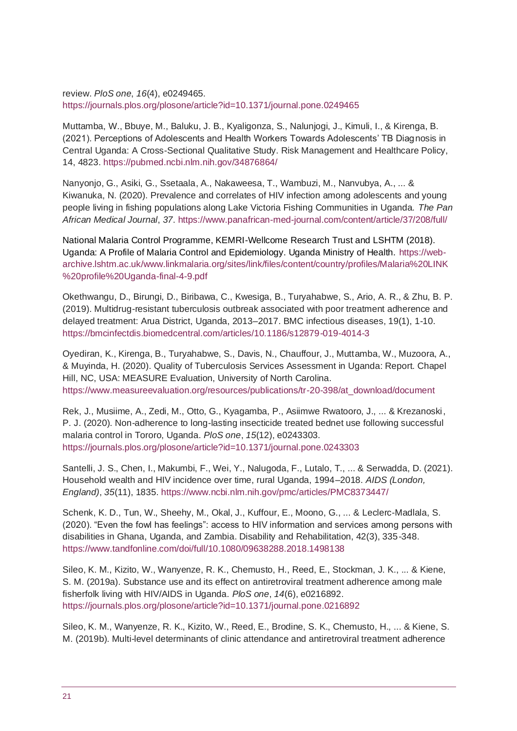review. *PloS one*, *16*(4), e0249465. https://journals.plos.org/plosone/article?id=10.1371/journal.pone.0249465

Muttamba, W., Bbuye, M., Baluku, J. B., Kyaligonza, S., Nalunjogi, J., Kimuli, I., & Kirenga, B. (2021). Perceptions of Adolescents and Health Workers Towards Adolescents' TB Diagnosis in Central Uganda: A Cross-Sectional Qualitative Study. Risk Management and Healthcare Policy, 14, 4823. https://pubmed.ncbi.nlm.nih.gov/34876864/

Nanyonjo, G., Asiki, G., Ssetaala, A., Nakaweesa, T., Wambuzi, M., Nanvubya, A., ... & Kiwanuka, N. (2020). Prevalence and correlates of HIV infection among adolescents and young people living in fishing populations along Lake Victoria Fishing Communities in Uganda. *The Pan African Medical Journal*, *37*. https://www.panafrican-med-journal.com/content/article/37/208/full/

National Malaria Control Programme, KEMRI-Wellcome Research Trust and LSHTM (2018). Uganda: A Profile of Malaria Control and Epidemiology. Uganda Ministry of Health. https://web-archive.lshtm.ac.uk/www.linkmalaria.org/sites/link/files/content/country/profiles/Malaria%20LINK%20profile%20Uganda-final-4-9.pdf

Okethwangu, D., Birungi, D., Biribawa, C., Kwesiga, B., Turyahabwe, S., Ario, A. R., & Zhu, B. P. (2019). Multidrug-resistant tuberculosis outbreak associated with poor treatment adherence and delayed treatment: Arua District, Uganda, 2013–2017. BMC infectious diseases, 19(1), 1-10. https://bmcinfectdis.biomedcentral.com/articles/10.1186/s12879-019-4014-3

Oyediran, K., Kirenga, B., Turyahabwe, S., Davis, N., Chauffour, J., Muttamba, W., Muzoora, A., & Muyinda, H. (2020). Quality of Tuberculosis Services Assessment in Uganda: Report. Chapel Hill, NC, USA: MEASURE Evaluation, University of North Carolina. https://www.measureevaluation.org/resources/publications/tr-20-398/at_download/document

Rek, J., Musiime, A., Zedi, M., Otto, G., Kyagamba, P., Asiimwe Rwatooro, J., ... & Krezanoski, P. J. (2020). Non-adherence to long-lasting insecticide treated bednet use following successful malaria control in Tororo, Uganda. *PloS one*, *15*(12), e0243303. https://journals.plos.org/plosone/article?id=10.1371/journal.pone.0243303

Santelli, J. S., Chen, I., Makumbi, F., Wei, Y., Nalugoda, F., Lutalo, T., ... & Serwadda, D. (2021). Household wealth and HIV incidence over time, rural Uganda, 1994–2018. *AIDS (London, England)*, *35*(11), 1835. https://www.ncbi.nlm.nih.gov/pmc/articles/PMC8373447/

Schenk, K. D., Tun, W., Sheehy, M., Okal, J., Kuffour, E., Moono, G., ... & Leclerc-Madlala, S. (2020). "Even the fowl has feelings": access to HIV information and services among persons with disabilities in Ghana, Uganda, and Zambia. Disability and Rehabilitation, 42(3), 335-348. https://www.tandfonline.com/doi/full/10.1080/09638288.2018.1498138

Sileo, K. M., Kizito, W., Wanyenze, R. K., Chemusto, H., Reed, E., Stockman, J. K., ... & Kiene, S. M. (2019a). Substance use and its effect on antiretroviral treatment adherence among male fisherfolk living with HIV/AIDS in Uganda. *PloS one*, *14*(6), e0216892. https://journals.plos.org/plosone/article?id=10.1371/journal.pone.0216892

Sileo, K. M., Wanyenze, R. K., Kizito, W., Reed, E., Brodine, S. K., Chemusto, H., ... & Kiene, S. M. (2019b). Multi-level determinants of clinic attendance and antiretroviral treatment adherence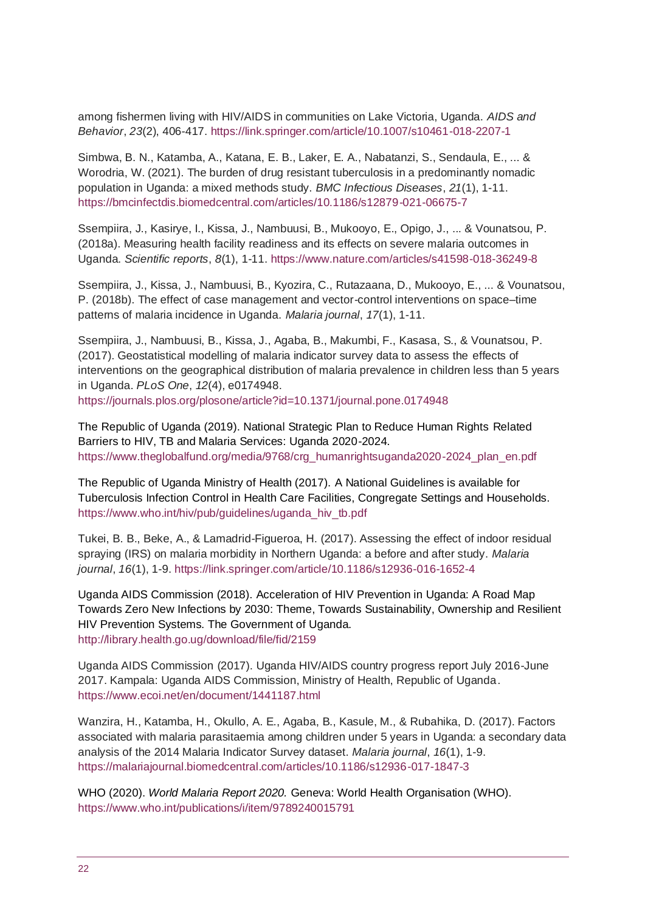among fishermen living with HIV/AIDS in communities on Lake Victoria, Uganda. *AIDS and Behavior*, *23*(2), 406-417. https://link.springer.com/article/10.1007/s10461-018-2207-1

Simbwa, B. N., Katamba, A., Katana, E. B., Laker, E. A., Nabatanzi, S., Sendaula, E., ... & Worodria, W. (2021). The burden of drug resistant tuberculosis in a predominantly nomadic population in Uganda: a mixed methods study. *BMC Infectious Diseases*, *21*(1), 1-11. https://bmcinfectdis.biomedcentral.com/articles/10.1186/s12879-021-06675-7

Ssempiira, J., Kasirye, I., Kissa, J., Nambuusi, B., Mukooyo, E., Opigo, J., ... & Vounatsou, P. (2018a). Measuring health facility readiness and its effects on severe malaria outcomes in Uganda. *Scientific reports*, *8*(1), 1-11. https://www.nature.com/articles/s41598-018-36249-8

Ssempiira, J., Kissa, J., Nambuusi, B., Kyozira, C., Rutazaana, D., Mukooyo, E., ... & Vounatsou, P. (2018b). The effect of case management and vector-control interventions on space–time patterns of malaria incidence in Uganda. *Malaria journal*, *17*(1), 1-11.

Ssempiira, J., Nambuusi, B., Kissa, J., Agaba, B., Makumbi, F., Kasasa, S., & Vounatsou, P. (2017). Geostatistical modelling of malaria indicator survey data to assess the effects of interventions on the geographical distribution of malaria prevalence in children less than 5 years in Uganda. *PLoS One*, *12*(4), e0174948. https://journals.plos.org/plosone/article?id=10.1371/journal.pone.0174948

The Republic of Uganda (2019). National Strategic Plan to Reduce Human Rights Related Barriers to HIV, TB and Malaria Services: Uganda 2020-2024. https://www.theglobalfund.org/media/9768/crg_humanrightsuganda2020-2024_plan_en.pdf

The Republic of Uganda Ministry of Health (2017). A National Guidelines is available for Tuberculosis Infection Control in Health Care Facilities, Congregate Settings and Households. https://www.who.int/hiv/pub/guidelines/uganda_hiv_tb.pdf

Tukei, B. B., Beke, A., & Lamadrid-Figueroa, H. (2017). Assessing the effect of indoor residual spraying (IRS) on malaria morbidity in Northern Uganda: a before and after study. *Malaria journal*, *16*(1), 1-9. https://link.springer.com/article/10.1186/s12936-016-1652-4

Uganda AIDS Commission (2018). Acceleration of HIV Prevention in Uganda: A Road Map Towards Zero New Infections by 2030: Theme, Towards Sustainability, Ownership and Resilient HIV Prevention Systems. The Government of Uganda. http://library.health.go.ug/download/file/fid/2159

Uganda AIDS Commission (2017). Uganda HIV/AIDS country progress report July 2016-June 2017. Kampala: Uganda AIDS Commission, Ministry of Health, Republic of Uganda. https://www.ecoi.net/en/document/1441187.html

Wanzira, H., Katamba, H., Okullo, A. E., Agaba, B., Kasule, M., & Rubahika, D. (2017). Factors associated with malaria parasitaemia among children under 5 years in Uganda: a secondary data analysis of the 2014 Malaria Indicator Survey dataset. *Malaria journal*, *16*(1), 1-9. https://malariajournal.biomedcentral.com/articles/10.1186/s12936-017-1847-3

WHO (2020). *World Malaria Report 2020.* Geneva: World Health Organisation (WHO). https://www.who.int/publications/i/item/9789240015791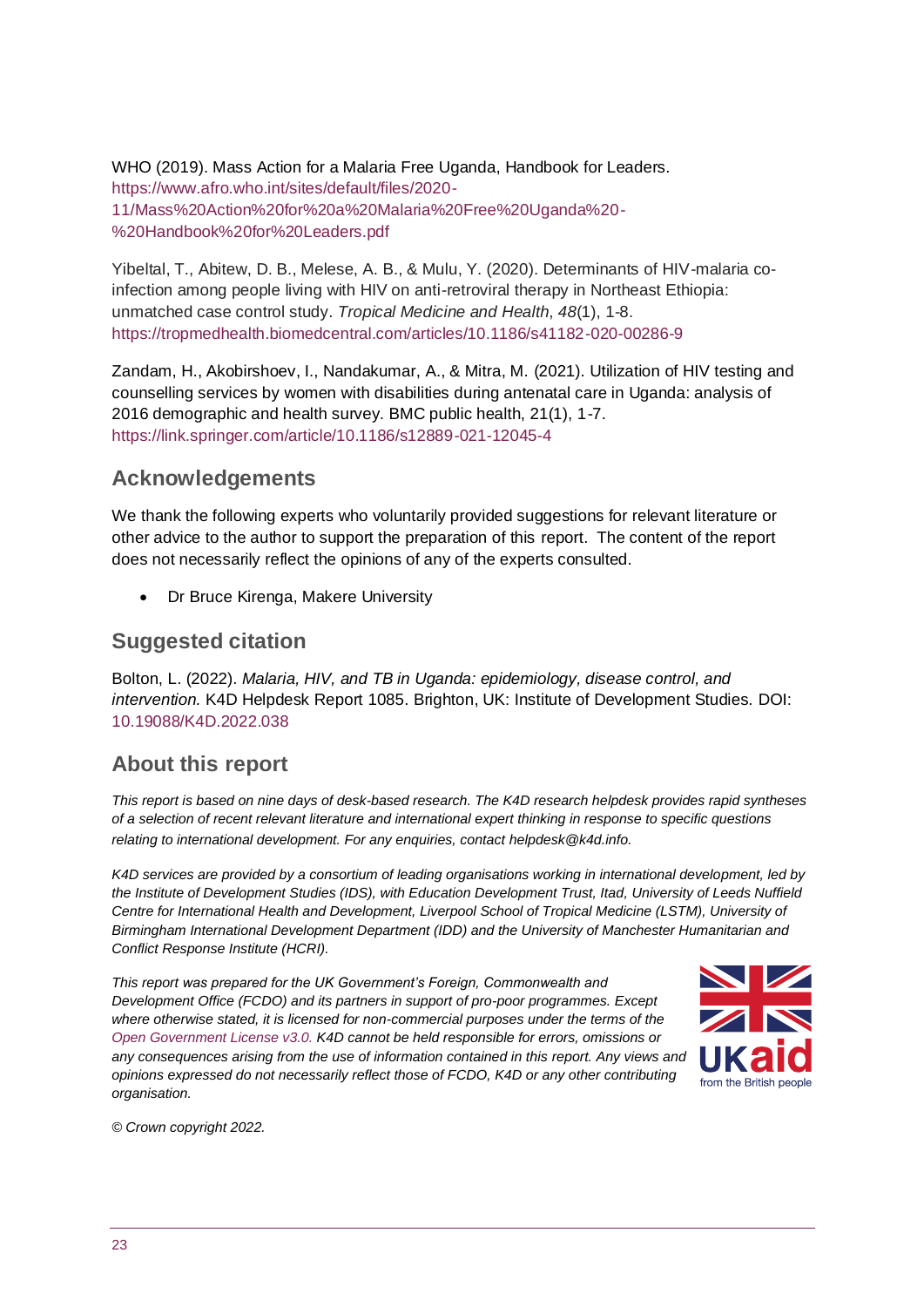WHO (2019). Mass Action for a Malaria Free Uganda, Handbook for Leaders. https://www.afro.who.int/sites/default/files/2020-11/Mass%20Action%20for%20a%20Malaria%20Free%20Uganda%20-%20Handbook%20for%20Leaders.pdf

Yibeltal, T., Abitew, D. B., Melese, A. B., & Mulu, Y. (2020). Determinants of HIV-malaria co-infection among people living with HIV on anti-retroviral therapy in Northeast Ethiopia: unmatched case control study. *Tropical Medicine and Health*, *48*(1), 1-8. https://tropmedhealth.biomedcentral.com/articles/10.1186/s41182-020-00286-9

Zandam, H., Akobirshoev, I., Nandakumar, A., & Mitra, M. (2021). Utilization of HIV testing and counselling services by women with disabilities during antenatal care in Uganda: analysis of 2016 demographic and health survey. BMC public health, 21(1), 1-7. https://link.springer.com/article/10.1186/s12889-021-12045-4

## Acknowledgements

We thank the following experts who voluntarily provided suggestions for relevant literature or other advice to the author to support the preparation of this report. The content of the report does not necessarily reflect the opinions of any of the experts consulted.

- Dr Bruce Kirenga, Makere University

## Suggested citation

Bolton, L. (2022). *Malaria, HIV, and TB in Uganda: epidemiology, disease control, and intervention.* K4D Helpdesk Report 1085. Brighton, UK: Institute of Development Studies. DOI: 10.19088/K4D.2022.038

## About this report

*This report is based on nine days of desk-based research. The K4D research helpdesk provides rapid syntheses of a selection of recent relevant literature and international expert thinking in response to specific questions relating to international development. For any enquiries, contact helpdesk@k4d.info.*

*K4D services are provided by a consortium of leading organisations working in international development, led by the Institute of Development Studies (IDS), with Education Development Trust, Itad, University of Leeds Nuffield Centre for International Health and Development, Liverpool School of Tropical Medicine (LSTM), University of Birmingham International Development Department (IDD) and the University of Manchester Humanitarian and Conflict Response Institute (HCRI).*

*This report was prepared for the UK Government's Foreign, Commonwealth and Development Office (FCDO) and its partners in support of pro-poor programmes. Except where otherwise stated, it is licensed for non-commercial purposes under the terms of the Open Government License v3.0. K4D cannot be held responsible for errors, omissions or any consequences arising from the use of information contained in this report. Any views and opinions expressed do not necessarily reflect those of FCDO, K4D or any other contributing organisation.*

UKaid from the British people

*© Crown copyright 2022.*